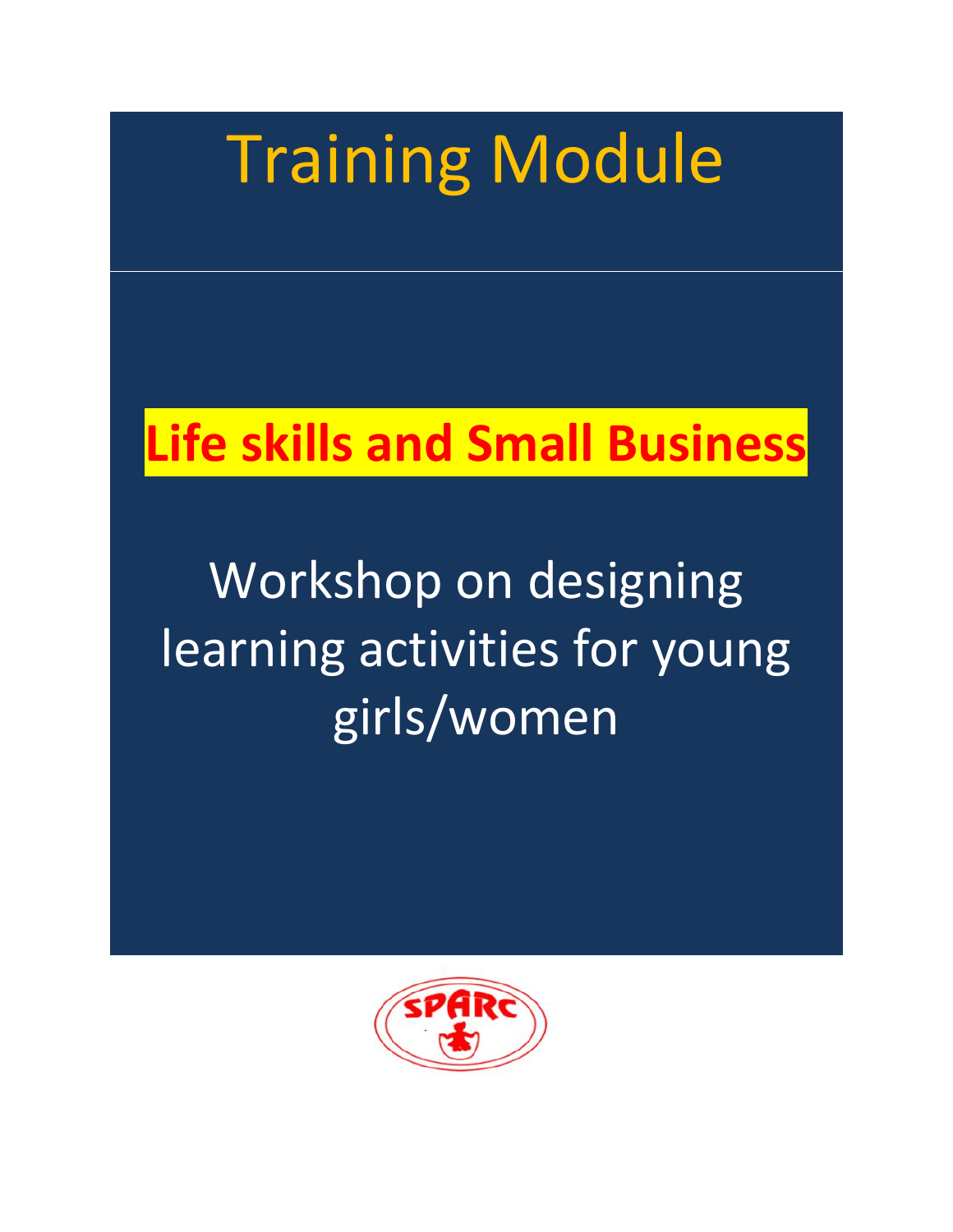# Training Module

## Life skills and Small Business

Workshop on designing learning activities for young girls/women

SPARC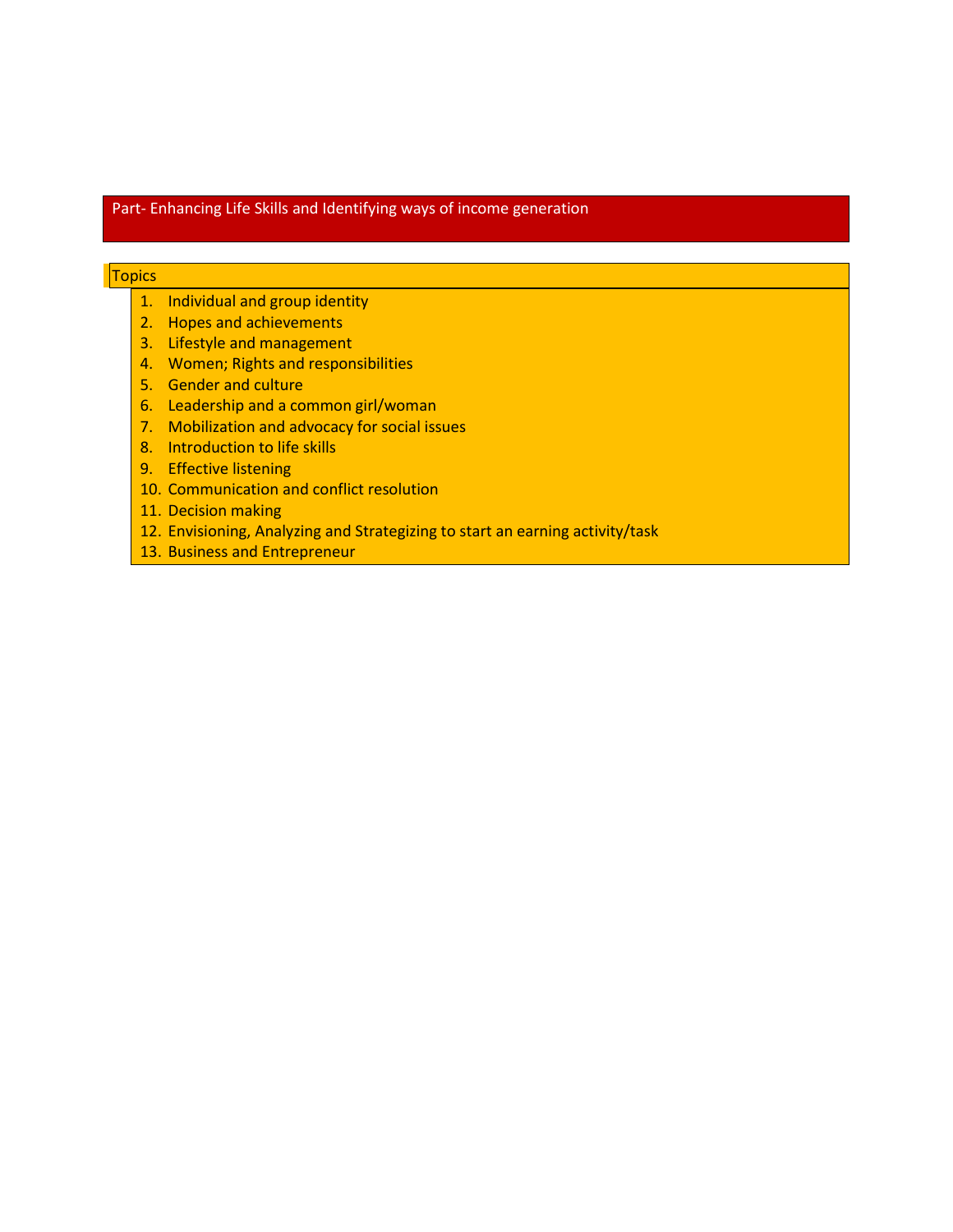## Part- Enhancing Life Skills and Identifying ways of income generation

### Topics

1. Individual and group identity
2. Hopes and achievements
3. Lifestyle and management
4. Women; Rights and responsibilities
5. Gender and culture
6. Leadership and a common girl/woman
7. Mobilization and advocacy for social issues
8. Introduction to life skills
9. Effective listening
10. Communication and conflict resolution
11. Decision making
12. Envisioning, Analyzing and Strategizing to start an earning activity/task
13. Business and Entrepreneur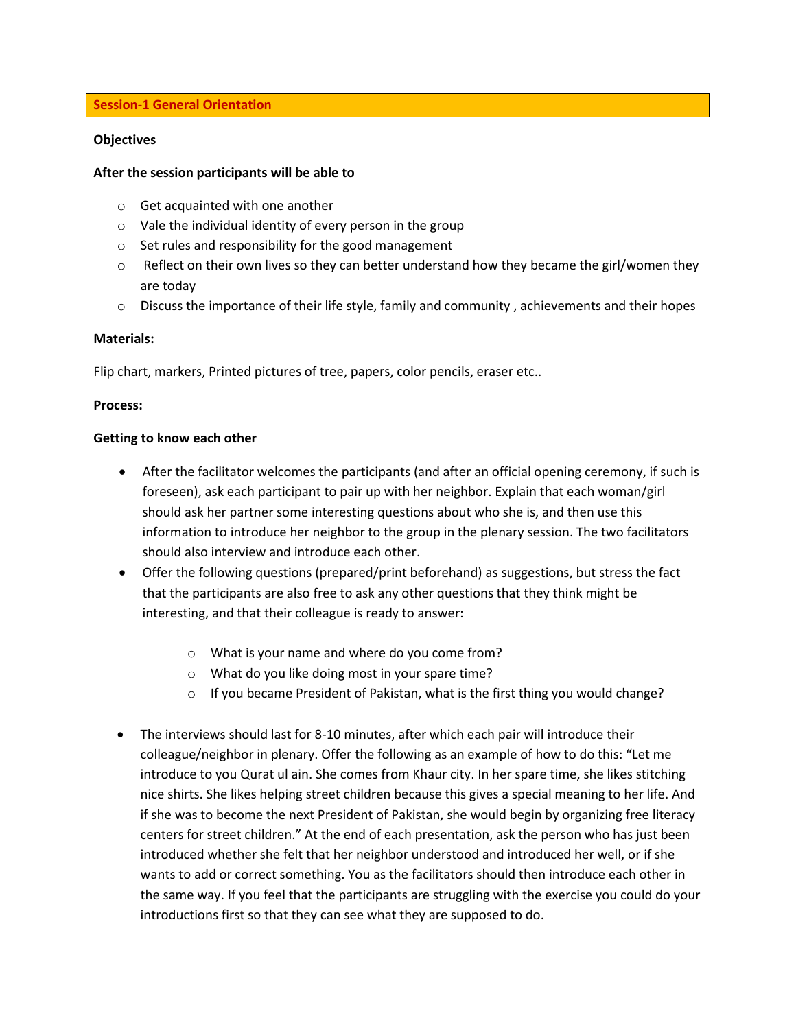## Session-1 General Orientation

**Objectives**

**After the session participants will be able to**

- Get acquainted with one another
- Vale the individual identity of every person in the group
- Set rules and responsibility for the good management
- Reflect on their own lives so they can better understand how they became the girl/women they are today
- Discuss the importance of their life style, family and community , achievements and their hopes

**Materials:**

Flip chart, markers, Printed pictures of tree, papers, color pencils, eraser etc..

**Process:**

**Getting to know each other**

- After the facilitator welcomes the participants (and after an official opening ceremony, if such is foreseen), ask each participant to pair up with her neighbor. Explain that each woman/girl should ask her partner some interesting questions about who she is, and then use this information to introduce her neighbor to the group in the plenary session. The two facilitators should also interview and introduce each other.
- Offer the following questions (prepared/print beforehand) as suggestions, but stress the fact that the participants are also free to ask any other questions that they think might be interesting, and that their colleague is ready to answer:
    - What is your name and where do you come from?
    - What do you like doing most in your spare time?
    - If you became President of Pakistan, what is the first thing you would change?
- The interviews should last for 8-10 minutes, after which each pair will introduce their colleague/neighbor in plenary. Offer the following as an example of how to do this: "Let me introduce to you Qurat ul ain. She comes from Khaur city. In her spare time, she likes stitching nice shirts. She likes helping street children because this gives a special meaning to her life. And if she was to become the next President of Pakistan, she would begin by organizing free literacy centers for street children." At the end of each presentation, ask the person who has just been introduced whether she felt that her neighbor understood and introduced her well, or if she wants to add or correct something. You as the facilitators should then introduce each other in the same way. If you feel that the participants are struggling with the exercise you could do your introductions first so that they can see what they are supposed to do.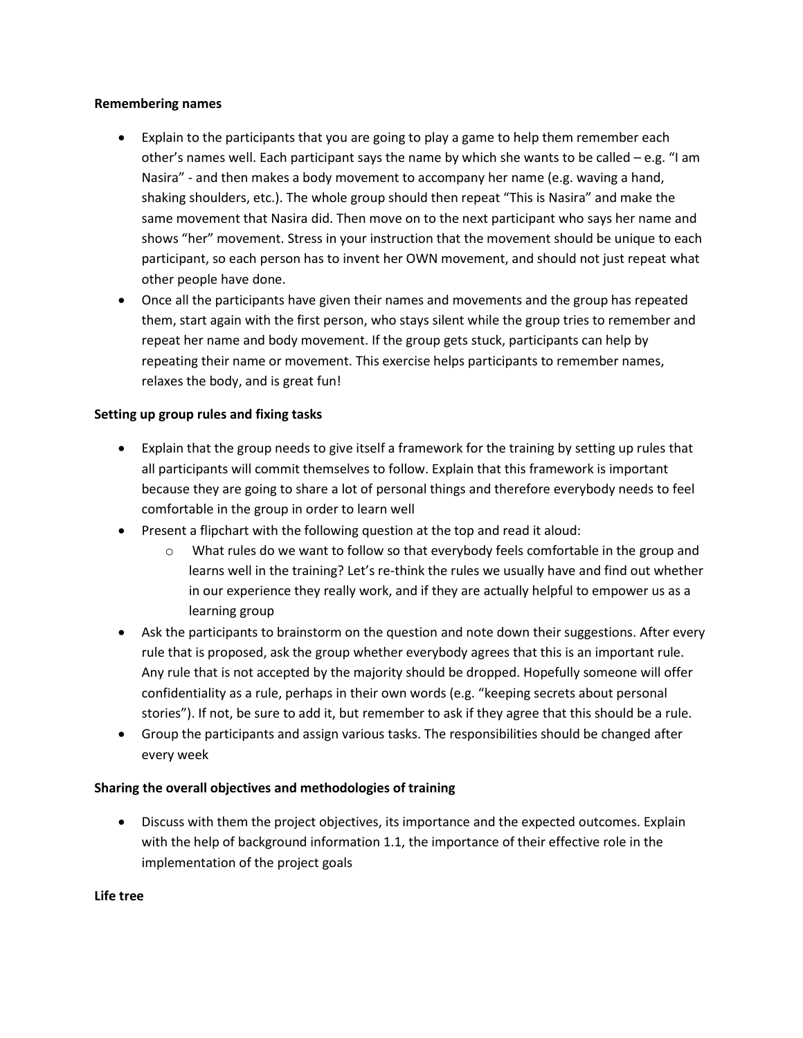**Remembering names**

- Explain to the participants that you are going to play a game to help them remember each other's names well. Each participant says the name by which she wants to be called – e.g. "I am Nasira" - and then makes a body movement to accompany her name (e.g. waving a hand, shaking shoulders, etc.). The whole group should then repeat "This is Nasira" and make the same movement that Nasira did. Then move on to the next participant who says her name and shows "her" movement. Stress in your instruction that the movement should be unique to each participant, so each person has to invent her OWN movement, and should not just repeat what other people have done.
- Once all the participants have given their names and movements and the group has repeated them, start again with the first person, who stays silent while the group tries to remember and repeat her name and body movement. If the group gets stuck, participants can help by repeating their name or movement. This exercise helps participants to remember names, relaxes the body, and is great fun!

**Setting up group rules and fixing tasks**

- Explain that the group needs to give itself a framework for the training by setting up rules that all participants will commit themselves to follow. Explain that this framework is important because they are going to share a lot of personal things and therefore everybody needs to feel comfortable in the group in order to learn well
- Present a flipchart with the following question at the top and read it aloud:
    - What rules do we want to follow so that everybody feels comfortable in the group and learns well in the training? Let's re-think the rules we usually have and find out whether in our experience they really work, and if they are actually helpful to empower us as a learning group
- Ask the participants to brainstorm on the question and note down their suggestions. After every rule that is proposed, ask the group whether everybody agrees that this is an important rule. Any rule that is not accepted by the majority should be dropped. Hopefully someone will offer confidentiality as a rule, perhaps in their own words (e.g. "keeping secrets about personal stories"). If not, be sure to add it, but remember to ask if they agree that this should be a rule.
- Group the participants and assign various tasks. The responsibilities should be changed after every week

**Sharing the overall objectives and methodologies of training**

- Discuss with them the project objectives, its importance and the expected outcomes. Explain with the help of background information 1.1, the importance of their effective role in the implementation of the project goals

**Life tree**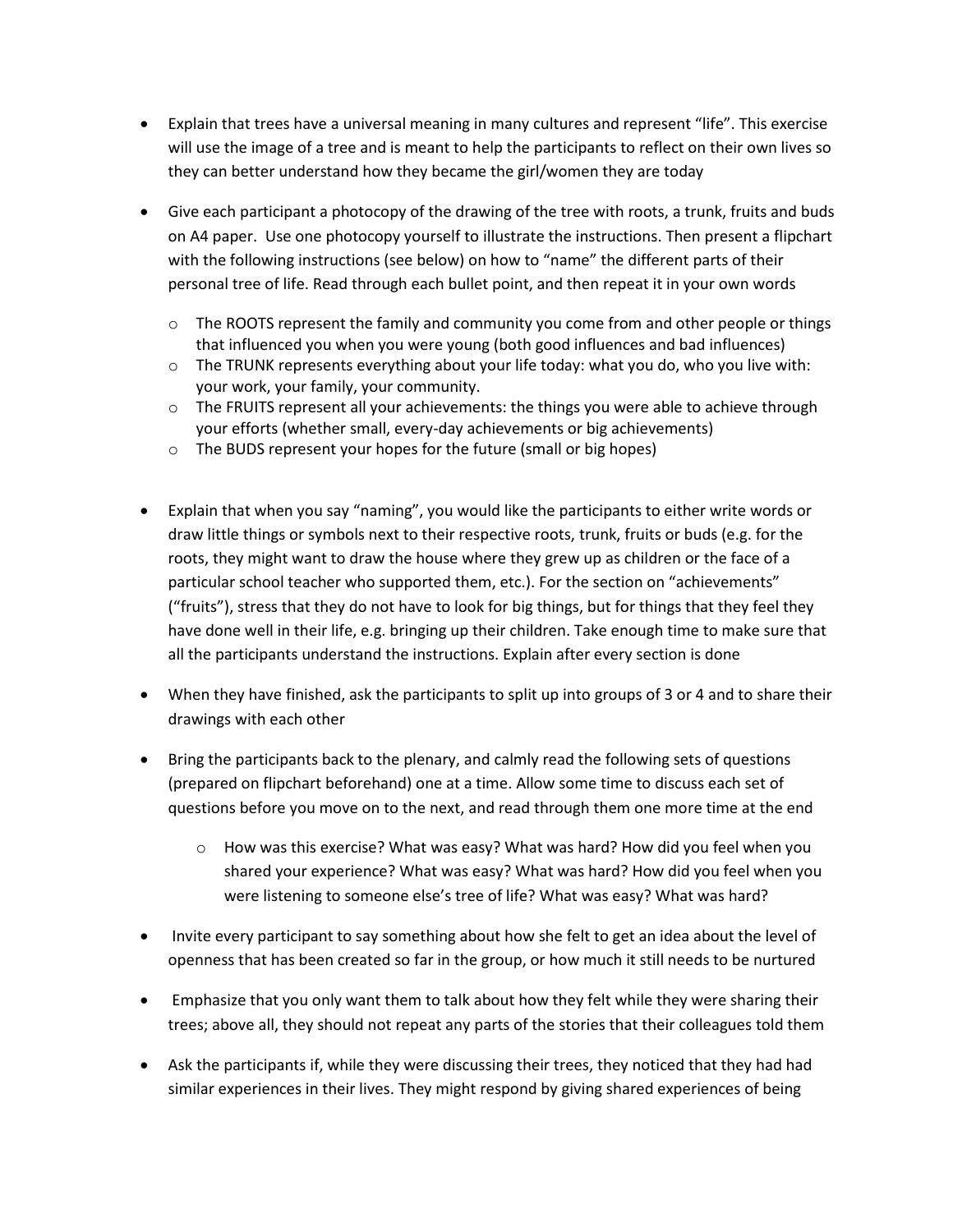- Explain that trees have a universal meaning in many cultures and represent "life". This exercise will use the image of a tree and is meant to help the participants to reflect on their own lives so they can better understand how they became the girl/women they are today

- Give each participant a photocopy of the drawing of the tree with roots, a trunk, fruits and buds on A4 paper. Use one photocopy yourself to illustrate the instructions. Then present a flipchart with the following instructions (see below) on how to "name" the different parts of their personal tree of life. Read through each bullet point, and then repeat it in your own words

  - The ROOTS represent the family and community you come from and other people or things that influenced you when you were young (both good influences and bad influences)
  - The TRUNK represents everything about your life today: what you do, who you live with: your work, your family, your community.
  - The FRUITS represent all your achievements: the things you were able to achieve through your efforts (whether small, every-day achievements or big achievements)
  - The BUDS represent your hopes for the future (small or big hopes)

- Explain that when you say "naming", you would like the participants to either write words or draw little things or symbols next to their respective roots, trunk, fruits or buds (e.g. for the roots, they might want to draw the house where they grew up as children or the face of a particular school teacher who supported them, etc.). For the section on "achievements" ("fruits"), stress that they do not have to look for big things, but for things that they feel they have done well in their life, e.g. bringing up their children. Take enough time to make sure that all the participants understand the instructions. Explain after every section is done

- When they have finished, ask the participants to split up into groups of 3 or 4 and to share their drawings with each other

- Bring the participants back to the plenary, and calmly read the following sets of questions (prepared on flipchart beforehand) one at a time. Allow some time to discuss each set of questions before you move on to the next, and read through them one more time at the end

  - How was this exercise? What was easy? What was hard? How did you feel when you shared your experience? What was easy? What was hard? How did you feel when you were listening to someone else's tree of life? What was easy? What was hard?

- Invite every participant to say something about how she felt to get an idea about the level of openness that has been created so far in the group, or how much it still needs to be nurtured

- Emphasize that you only want them to talk about how they felt while they were sharing their trees; above all, they should not repeat any parts of the stories that their colleagues told them

- Ask the participants if, while they were discussing their trees, they noticed that they had had similar experiences in their lives. They might respond by giving shared experiences of being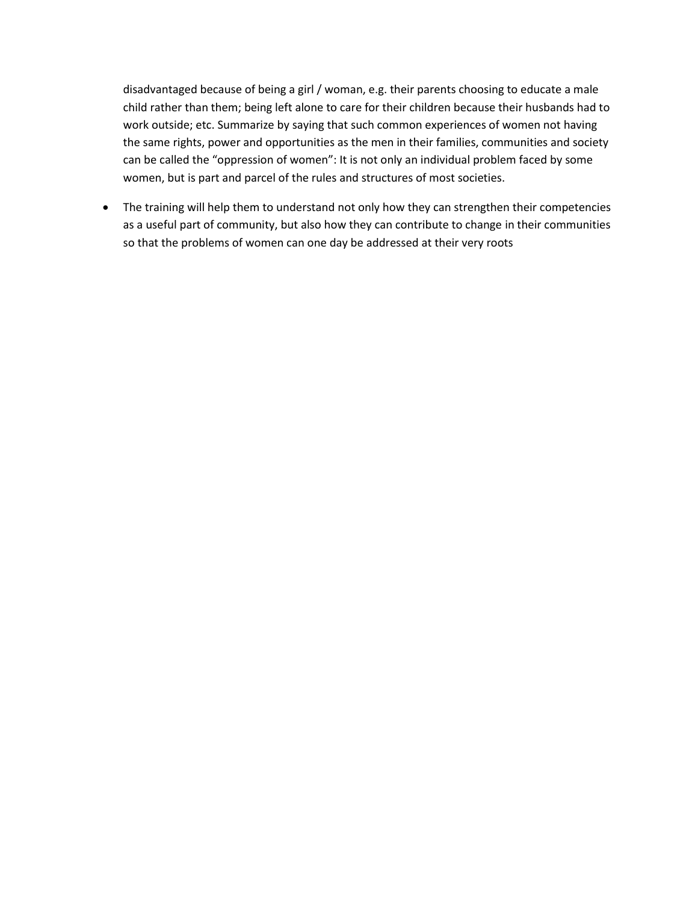disadvantaged because of being a girl / woman, e.g. their parents choosing to educate a male child rather than them; being left alone to care for their children because their husbands had to work outside; etc. Summarize by saying that such common experiences of women not having the same rights, power and opportunities as the men in their families, communities and society can be called the "oppression of women": It is not only an individual problem faced by some women, but is part and parcel of the rules and structures of most societies.

- The training will help them to understand not only how they can strengthen their competencies as a useful part of community, but also how they can contribute to change in their communities so that the problems of women can one day be addressed at their very roots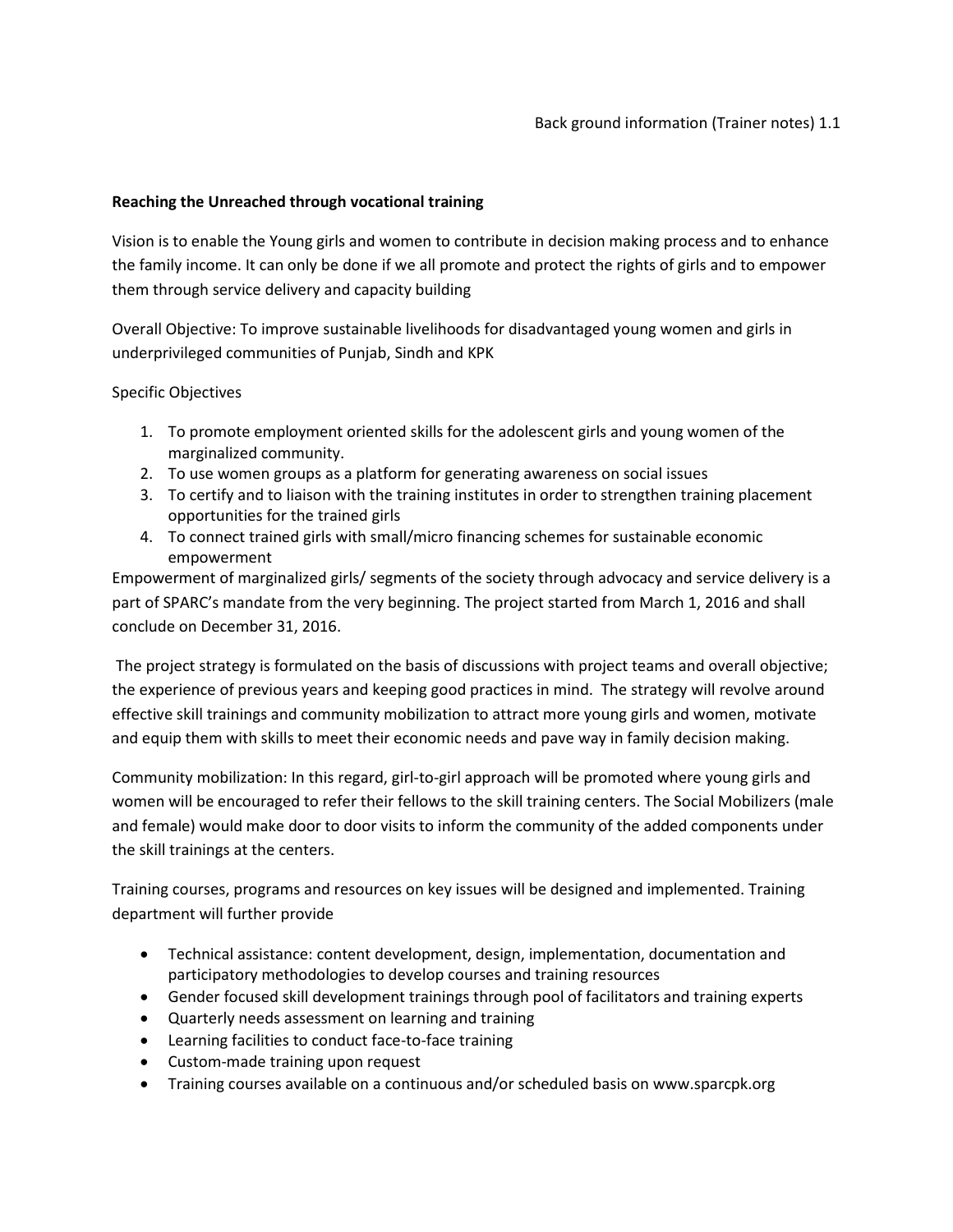Back ground information (Trainer notes) 1.1

**Reaching the Unreached through vocational training**

Vision is to enable the Young girls and women to contribute in decision making process and to enhance the family income. It can only be done if we all promote and protect the rights of girls and to empower them through service delivery and capacity building

Overall Objective: To improve sustainable livelihoods for disadvantaged young women and girls in underprivileged communities of Punjab, Sindh and KPK

Specific Objectives

1. To promote employment oriented skills for the adolescent girls and young women of the marginalized community.
2. To use women groups as a platform for generating awareness on social issues
3. To certify and to liaison with the training institutes in order to strengthen training placement opportunities for the trained girls
4. To connect trained girls with small/micro financing schemes for sustainable economic empowerment

Empowerment of marginalized girls/ segments of the society through advocacy and service delivery is a part of SPARC's mandate from the very beginning. The project started from March 1, 2016 and shall conclude on December 31, 2016.

The project strategy is formulated on the basis of discussions with project teams and overall objective; the experience of previous years and keeping good practices in mind. The strategy will revolve around effective skill trainings and community mobilization to attract more young girls and women, motivate and equip them with skills to meet their economic needs and pave way in family decision making.

Community mobilization: In this regard, girl-to-girl approach will be promoted where young girls and women will be encouraged to refer their fellows to the skill training centers. The Social Mobilizers (male and female) would make door to door visits to inform the community of the added components under the skill trainings at the centers.

Training courses, programs and resources on key issues will be designed and implemented. Training department will further provide

- Technical assistance: content development, design, implementation, documentation and participatory methodologies to develop courses and training resources
- Gender focused skill development trainings through pool of facilitators and training experts
- Quarterly needs assessment on learning and training
- Learning facilities to conduct face-to-face training
- Custom-made training upon request
- Training courses available on a continuous and/or scheduled basis on www.sparcpk.org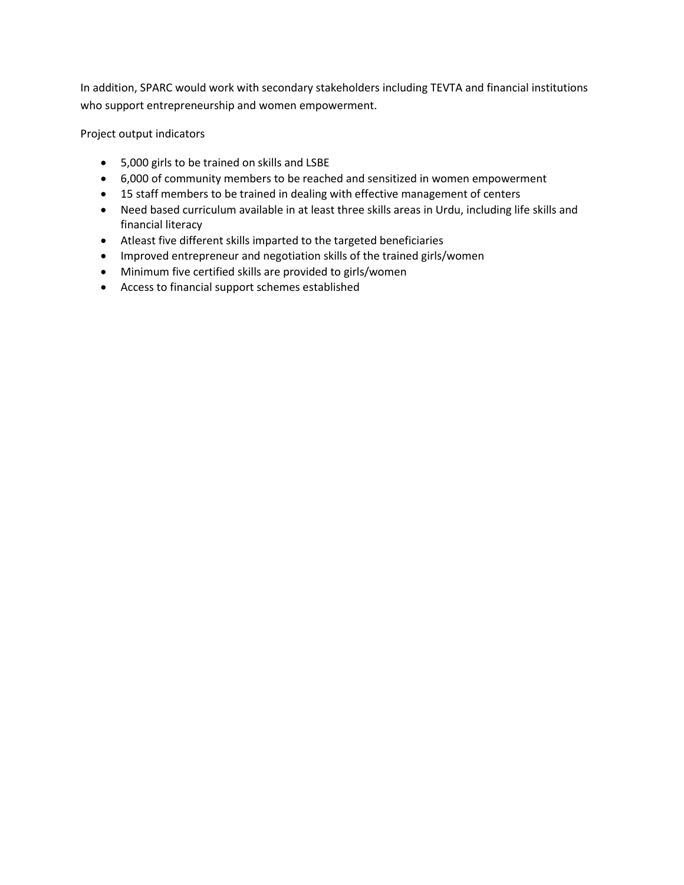In addition, SPARC would work with secondary stakeholders including TEVTA and financial institutions who support entrepreneurship and women empowerment.

Project output indicators

- 5,000 girls to be trained on skills and LSBE
- 6,000 of community members to be reached and sensitized in women empowerment
- 15 staff members to be trained in dealing with effective management of centers
- Need based curriculum available in at least three skills areas in Urdu, including life skills and financial literacy
- Atleast five different skills imparted to the targeted beneficiaries
- Improved entrepreneur and negotiation skills of the trained girls/women
- Minimum five certified skills are provided to girls/women
- Access to financial support schemes established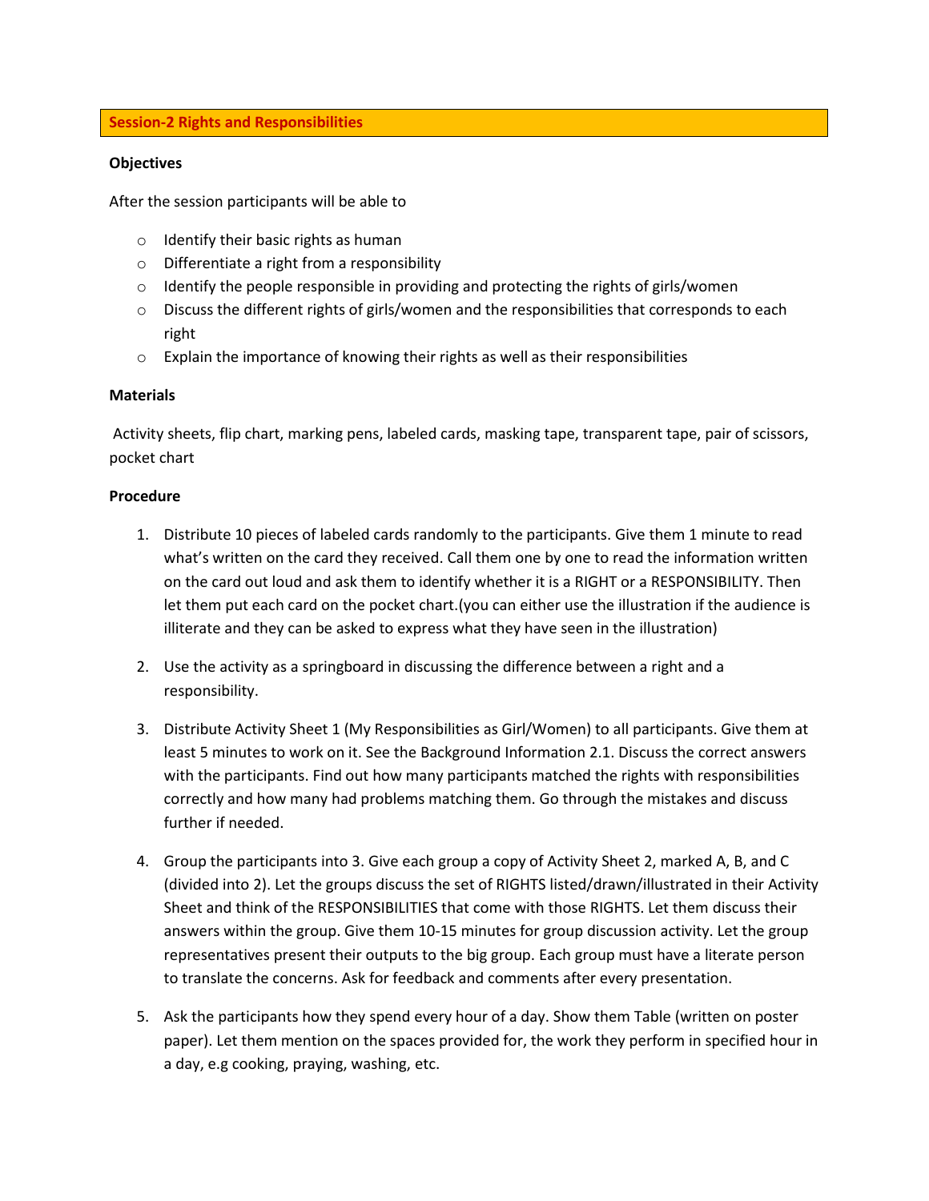## Session-2 Rights and Responsibilities

**Objectives**

After the session participants will be able to

- Identify their basic rights as human
- Differentiate a right from a responsibility
- Identify the people responsible in providing and protecting the rights of girls/women
- Discuss the different rights of girls/women and the responsibilities that corresponds to each right
- Explain the importance of knowing their rights as well as their responsibilities

**Materials**

Activity sheets, flip chart, marking pens, labeled cards, masking tape, transparent tape, pair of scissors, pocket chart

**Procedure**

1. Distribute 10 pieces of labeled cards randomly to the participants. Give them 1 minute to read what's written on the card they received. Call them one by one to read the information written on the card out loud and ask them to identify whether it is a RIGHT or a RESPONSIBILITY. Then let them put each card on the pocket chart.(you can either use the illustration if the audience is illiterate and they can be asked to express what they have seen in the illustration)

2. Use the activity as a springboard in discussing the difference between a right and a responsibility.

3. Distribute Activity Sheet 1 (My Responsibilities as Girl/Women) to all participants. Give them at least 5 minutes to work on it. See the Background Information 2.1. Discuss the correct answers with the participants. Find out how many participants matched the rights with responsibilities correctly and how many had problems matching them. Go through the mistakes and discuss further if needed.

4. Group the participants into 3. Give each group a copy of Activity Sheet 2, marked A, B, and C (divided into 2). Let the groups discuss the set of RIGHTS listed/drawn/illustrated in their Activity Sheet and think of the RESPONSIBILITIES that come with those RIGHTS. Let them discuss their answers within the group. Give them 10-15 minutes for group discussion activity. Let the group representatives present their outputs to the big group. Each group must have a literate person to translate the concerns. Ask for feedback and comments after every presentation.

5. Ask the participants how they spend every hour of a day. Show them Table (written on poster paper). Let them mention on the spaces provided for, the work they perform in specified hour in a day, e.g cooking, praying, washing, etc.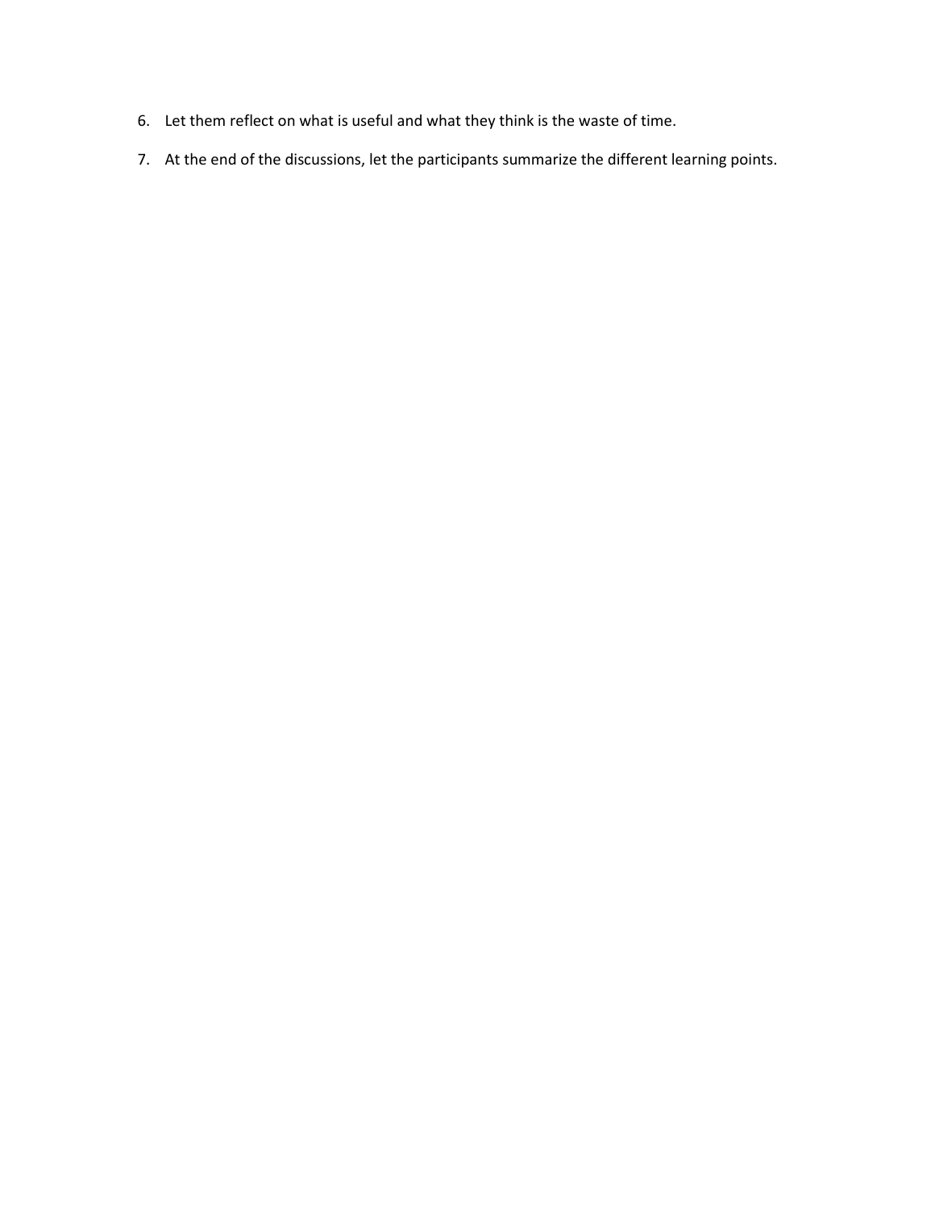6. Let them reflect on what is useful and what they think is the waste of time.

7. At the end of the discussions, let the participants summarize the different learning points.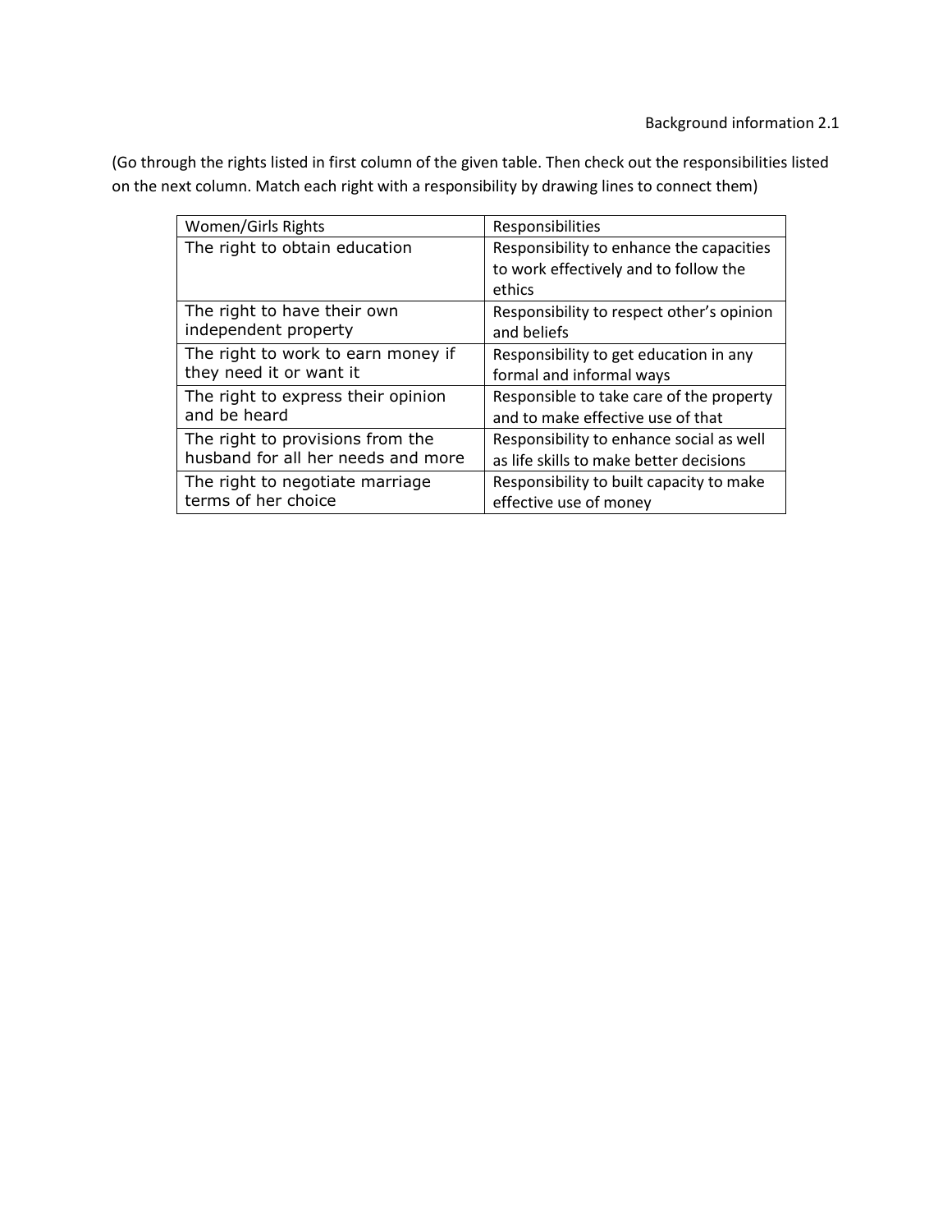Background information 2.1

(Go through the rights listed in first column of the given table. Then check out the responsibilities listed on the next column. Match each right with a responsibility by drawing lines to connect them)

| Women/Girls Rights | Responsibilities |
| --- | --- |
| The right to obtain education | Responsibility to enhance the capacities to work effectively and to follow the ethics |
| The right to have their own independent property | Responsibility to respect other's opinion and beliefs |
| The right to work to earn money if they need it or want it | Responsibility to get education in any formal and informal ways |
| The right to express their opinion and be heard | Responsible to take care of the property and to make effective use of that |
| The right to provisions from the husband for all her needs and more | Responsibility to enhance social as well as life skills to make better decisions |
| The right to negotiate marriage terms of her choice | Responsibility to built capacity to make effective use of money |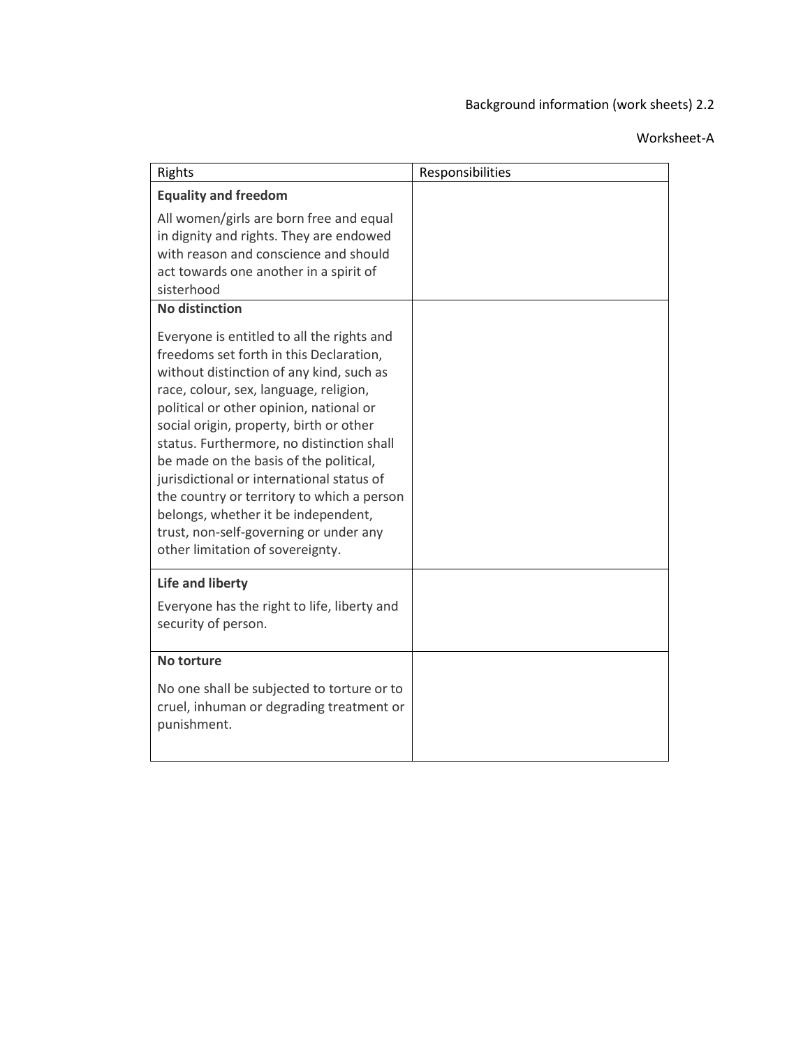Background information (work sheets) 2.2

Worksheet-A

| Rights | Responsibilities |
|---|---|
| **Equality and freedom**<br><br>All women/girls are born free and equal in dignity and rights. They are endowed with reason and conscience and should act towards one another in a spirit of sisterhood | |
| **No distinction**<br><br>Everyone is entitled to all the rights and freedoms set forth in this Declaration, without distinction of any kind, such as race, colour, sex, language, religion, political or other opinion, national or social origin, property, birth or other status. Furthermore, no distinction shall be made on the basis of the political, jurisdictional or international status of the country or territory to which a person belongs, whether it be independent, trust, non-self-governing or under any other limitation of sovereignty. | |
| **Life and liberty**<br><br>Everyone has the right to life, liberty and security of person. | |
| **No torture**<br><br>No one shall be subjected to torture or to cruel, inhuman or degrading treatment or punishment. | |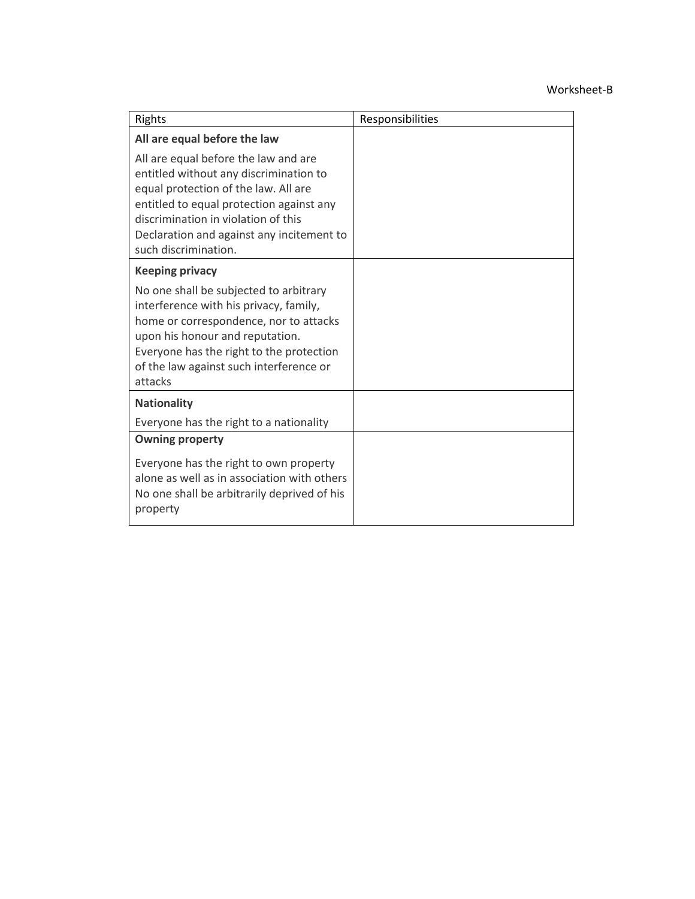Worksheet-B

| Rights | Responsibilities |
|---|---|
| **All are equal before the law**<br><br>All are equal before the law and are entitled without any discrimination to equal protection of the law. All are entitled to equal protection against any discrimination in violation of this Declaration and against any incitement to such discrimination. | |
| **Keeping privacy**<br><br>No one shall be subjected to arbitrary interference with his privacy, family, home or correspondence, nor to attacks upon his honour and reputation. Everyone has the right to the protection of the law against such interference or attacks | |
| **Nationality**<br><br>Everyone has the right to a nationality | |
| **Owning property**<br><br>Everyone has the right to own property alone as well as in association with others No one shall be arbitrarily deprived of his property | |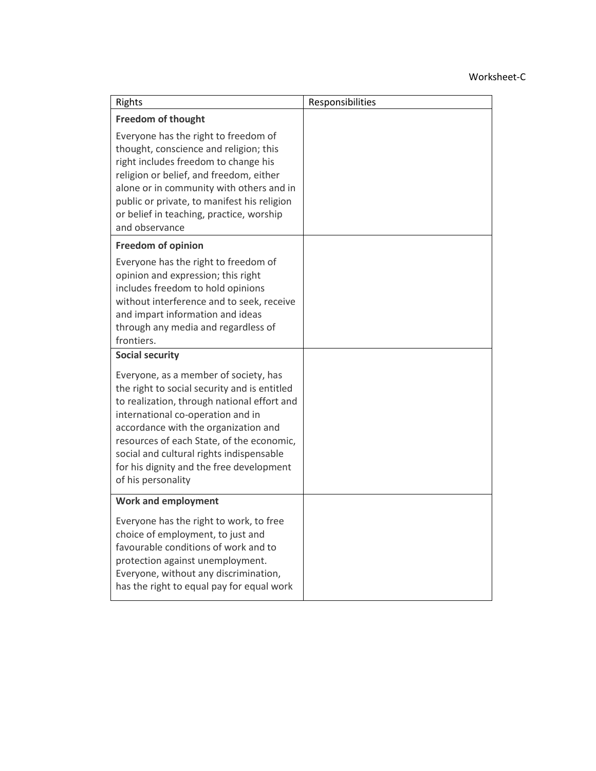Worksheet-C

| Rights | Responsibilities |
|---|---|
| **Freedom of thought**<br><br>Everyone has the right to freedom of thought, conscience and religion; this right includes freedom to change his religion or belief, and freedom, either alone or in community with others and in public or private, to manifest his religion or belief in teaching, practice, worship and observance | |
| **Freedom of opinion**<br><br>Everyone has the right to freedom of opinion and expression; this right includes freedom to hold opinions without interference and to seek, receive and impart information and ideas through any media and regardless of frontiers. | |
| **Social security**<br><br>Everyone, as a member of society, has the right to social security and is entitled to realization, through national effort and international co-operation and in accordance with the organization and resources of each State, of the economic, social and cultural rights indispensable for his dignity and the free development of his personality | |
| **Work and employment**<br><br>Everyone has the right to work, to free choice of employment, to just and favourable conditions of work and to protection against unemployment. Everyone, without any discrimination, has the right to equal pay for equal work | |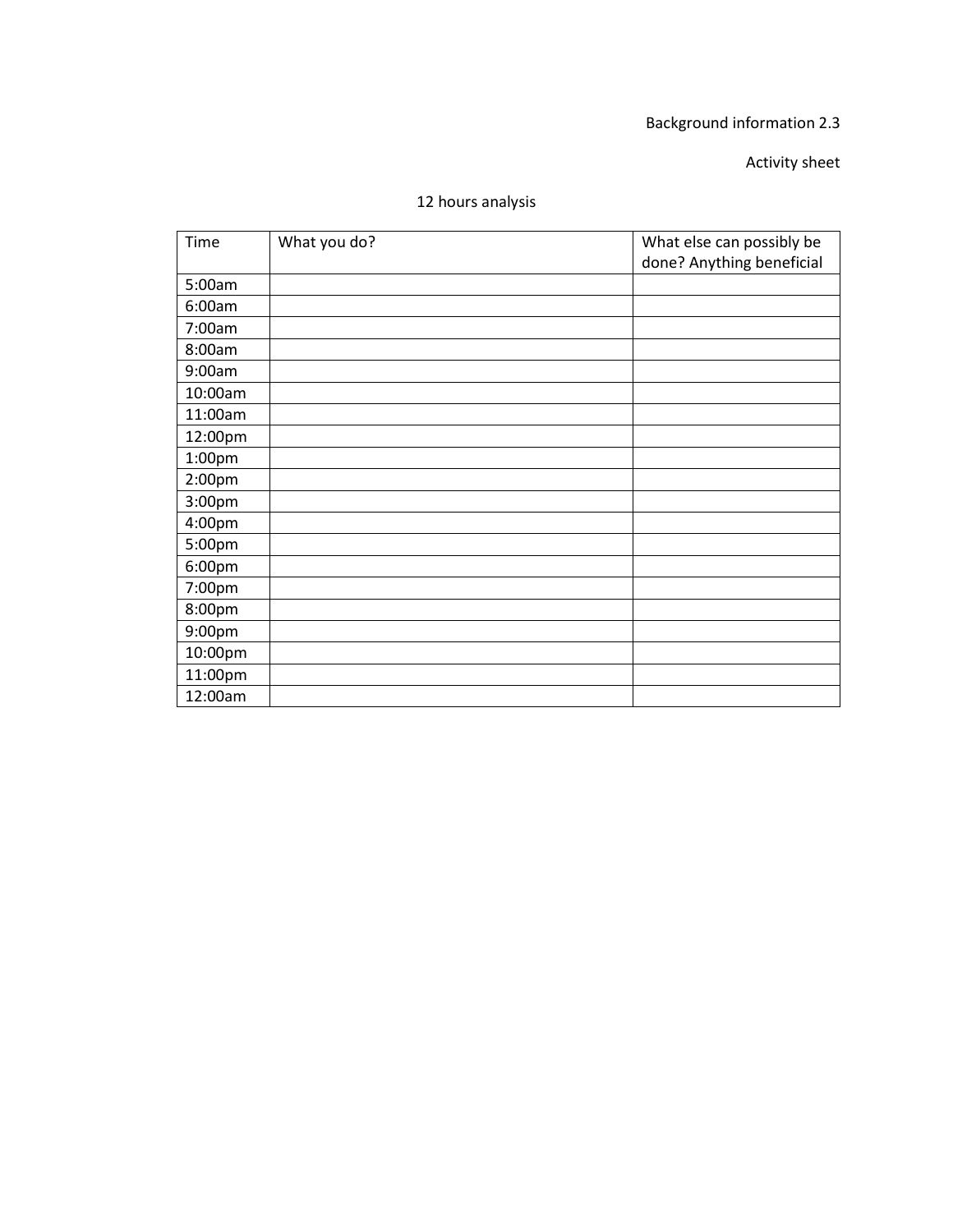Background information 2.3

Activity sheet

12 hours analysis

| Time | What you do? | What else can possibly be done? Anything beneficial |
|---|---|---|
| 5:00am | | |
| 6:00am | | |
| 7:00am | | |
| 8:00am | | |
| 9:00am | | |
| 10:00am | | |
| 11:00am | | |
| 12:00pm | | |
| 1:00pm | | |
| 2:00pm | | |
| 3:00pm | | |
| 4:00pm | | |
| 5:00pm | | |
| 6:00pm | | |
| 7:00pm | | |
| 8:00pm | | |
| 9:00pm | | |
| 10:00pm | | |
| 11:00pm | | |
| 12:00am | | |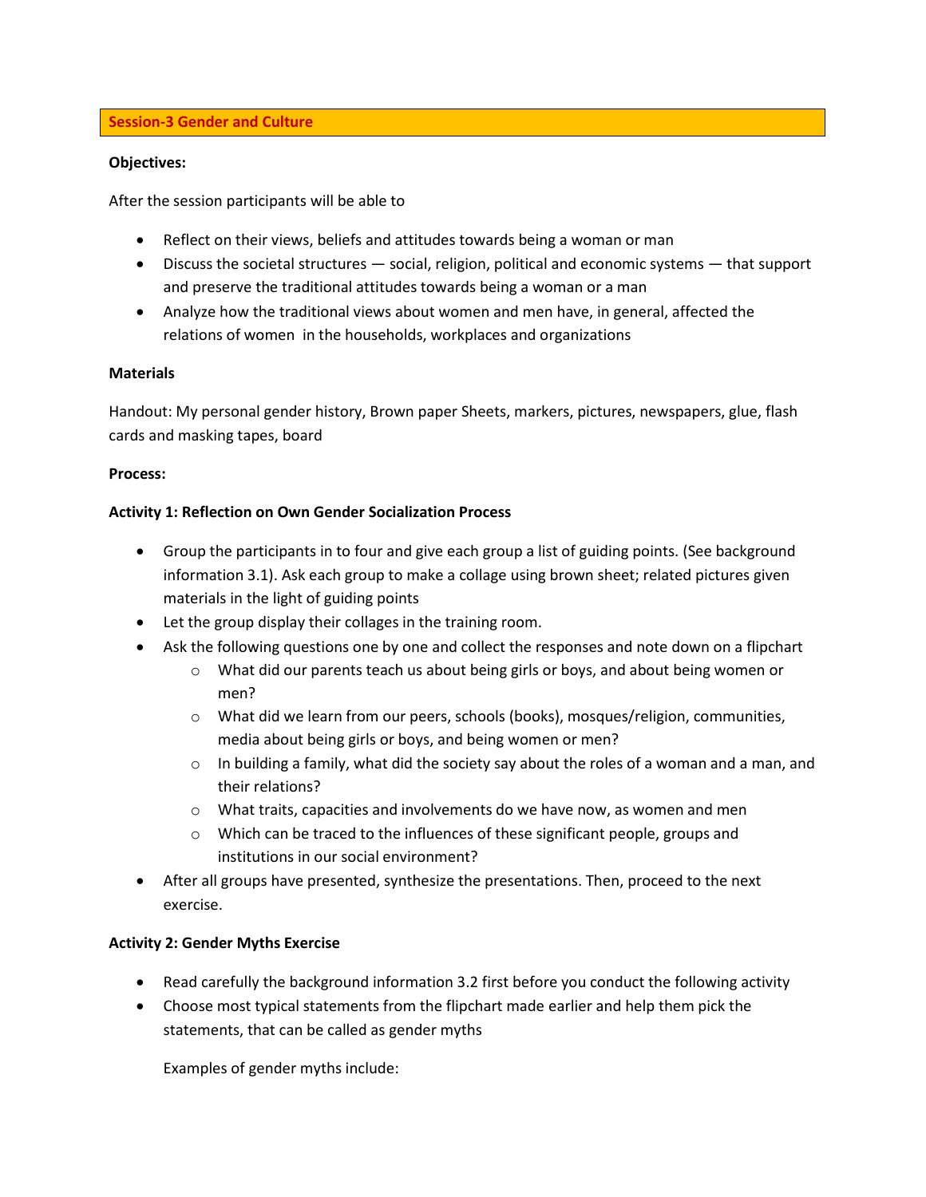## Session-3 Gender and Culture

**Objectives:**

After the session participants will be able to

- Reflect on their views, beliefs and attitudes towards being a woman or man
- Discuss the societal structures — social, religion, political and economic systems — that support and preserve the traditional attitudes towards being a woman or a man
- Analyze how the traditional views about women and men have, in general, affected the relations of women in the households, workplaces and organizations

**Materials**

Handout: My personal gender history, Brown paper Sheets, markers, pictures, newspapers, glue, flash cards and masking tapes, board

**Process:**

**Activity 1: Reflection on Own Gender Socialization Process**

- Group the participants in to four and give each group a list of guiding points. (See background information 3.1). Ask each group to make a collage using brown sheet; related pictures given materials in the light of guiding points
- Let the group display their collages in the training room.
- Ask the following questions one by one and collect the responses and note down on a flipchart
  - What did our parents teach us about being girls or boys, and about being women or men?
  - What did we learn from our peers, schools (books), mosques/religion, communities, media about being girls or boys, and being women or men?
  - In building a family, what did the society say about the roles of a woman and a man, and their relations?
  - What traits, capacities and involvements do we have now, as women and men
  - Which can be traced to the influences of these significant people, groups and institutions in our social environment?
- After all groups have presented, synthesize the presentations. Then, proceed to the next exercise.

**Activity 2: Gender Myths Exercise**

- Read carefully the background information 3.2 first before you conduct the following activity
- Choose most typical statements from the flipchart made earlier and help them pick the statements, that can be called as gender myths

  Examples of gender myths include: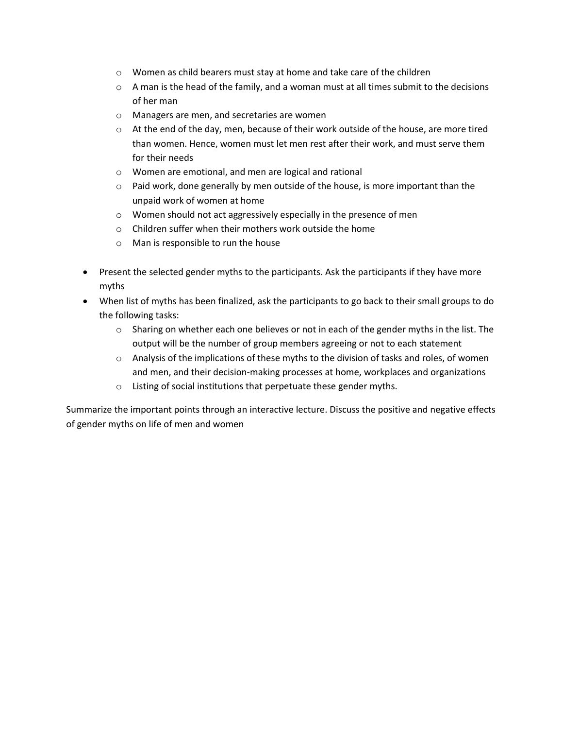- Women as child bearers must stay at home and take care of the children
  - A man is the head of the family, and a woman must at all times submit to the decisions of her man
  - Managers are men, and secretaries are women
  - At the end of the day, men, because of their work outside of the house, are more tired than women. Hence, women must let men rest after their work, and must serve them for their needs
  - Women are emotional, and men are logical and rational
  - Paid work, done generally by men outside of the house, is more important than the unpaid work of women at home
  - Women should not act aggressively especially in the presence of men
  - Children suffer when their mothers work outside the home
  - Man is responsible to run the house

- Present the selected gender myths to the participants. Ask the participants if they have more myths
- When list of myths has been finalized, ask the participants to go back to their small groups to do the following tasks:
  - Sharing on whether each one believes or not in each of the gender myths in the list. The output will be the number of group members agreeing or not to each statement
  - Analysis of the implications of these myths to the division of tasks and roles, of women and men, and their decision-making processes at home, workplaces and organizations
  - Listing of social institutions that perpetuate these gender myths.

Summarize the important points through an interactive lecture. Discuss the positive and negative effects of gender myths on life of men and women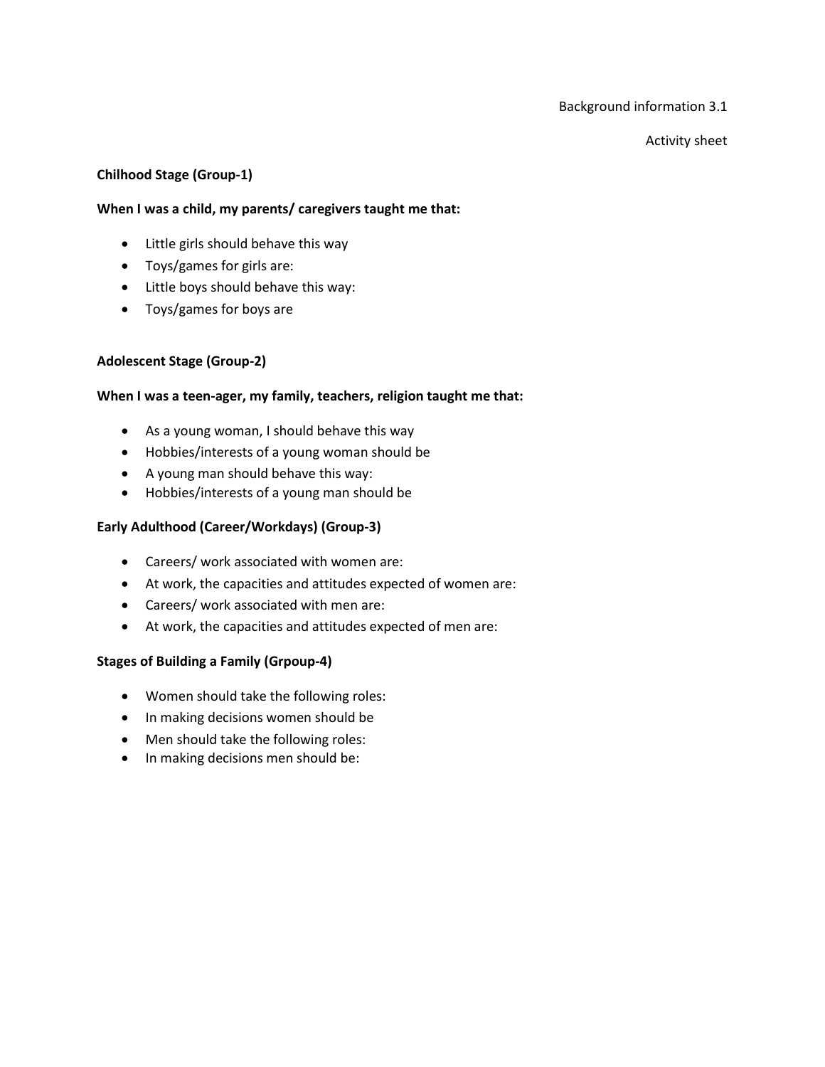Background information 3.1

Activity sheet

**Chilhood Stage (Group-1)**

**When I was a child, my parents/ caregivers taught me that:**

- Little girls should behave this way
- Toys/games for girls are:
- Little boys should behave this way:
- Toys/games for boys are

**Adolescent Stage (Group-2)**

**When I was a teen-ager, my family, teachers, religion taught me that:**

- As a young woman, I should behave this way
- Hobbies/interests of a young woman should be
- A young man should behave this way:
- Hobbies/interests of a young man should be

**Early Adulthood (Career/Workdays) (Group-3)**

- Careers/ work associated with women are:
- At work, the capacities and attitudes expected of women are:
- Careers/ work associated with men are:
- At work, the capacities and attitudes expected of men are:

**Stages of Building a Family (Grpoup-4)**

- Women should take the following roles:
- In making decisions women should be
- Men should take the following roles:
- In making decisions men should be: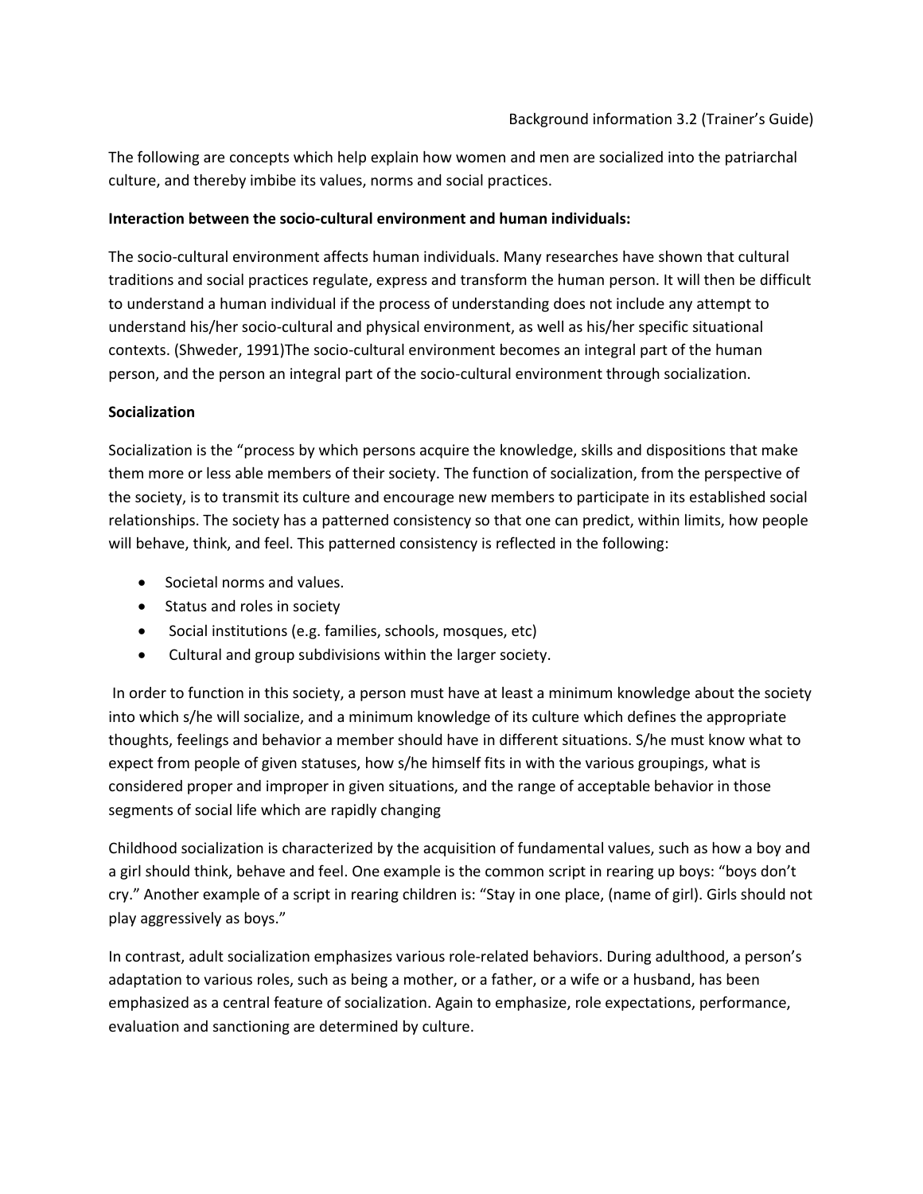Background information 3.2 (Trainer's Guide)

The following are concepts which help explain how women and men are socialized into the patriarchal culture, and thereby imbibe its values, norms and social practices.

**Interaction between the socio-cultural environment and human individuals:**

The socio-cultural environment affects human individuals. Many researches have shown that cultural traditions and social practices regulate, express and transform the human person. It will then be difficult to understand a human individual if the process of understanding does not include any attempt to understand his/her socio-cultural and physical environment, as well as his/her specific situational contexts. (Shweder, 1991)The socio-cultural environment becomes an integral part of the human person, and the person an integral part of the socio-cultural environment through socialization.

**Socialization**

Socialization is the "process by which persons acquire the knowledge, skills and dispositions that make them more or less able members of their society. The function of socialization, from the perspective of the society, is to transmit its culture and encourage new members to participate in its established social relationships. The society has a patterned consistency so that one can predict, within limits, how people will behave, think, and feel. This patterned consistency is reflected in the following:

- Societal norms and values.
- Status and roles in society
- Social institutions (e.g. families, schools, mosques, etc)
- Cultural and group subdivisions within the larger society.

In order to function in this society, a person must have at least a minimum knowledge about the society into which s/he will socialize, and a minimum knowledge of its culture which defines the appropriate thoughts, feelings and behavior a member should have in different situations. S/he must know what to expect from people of given statuses, how s/he himself fits in with the various groupings, what is considered proper and improper in given situations, and the range of acceptable behavior in those segments of social life which are rapidly changing

Childhood socialization is characterized by the acquisition of fundamental values, such as how a boy and a girl should think, behave and feel. One example is the common script in rearing up boys: "boys don't cry." Another example of a script in rearing children is: "Stay in one place, (name of girl). Girls should not play aggressively as boys."

In contrast, adult socialization emphasizes various role-related behaviors. During adulthood, a person's adaptation to various roles, such as being a mother, or a father, or a wife or a husband, has been emphasized as a central feature of socialization. Again to emphasize, role expectations, performance, evaluation and sanctioning are determined by culture.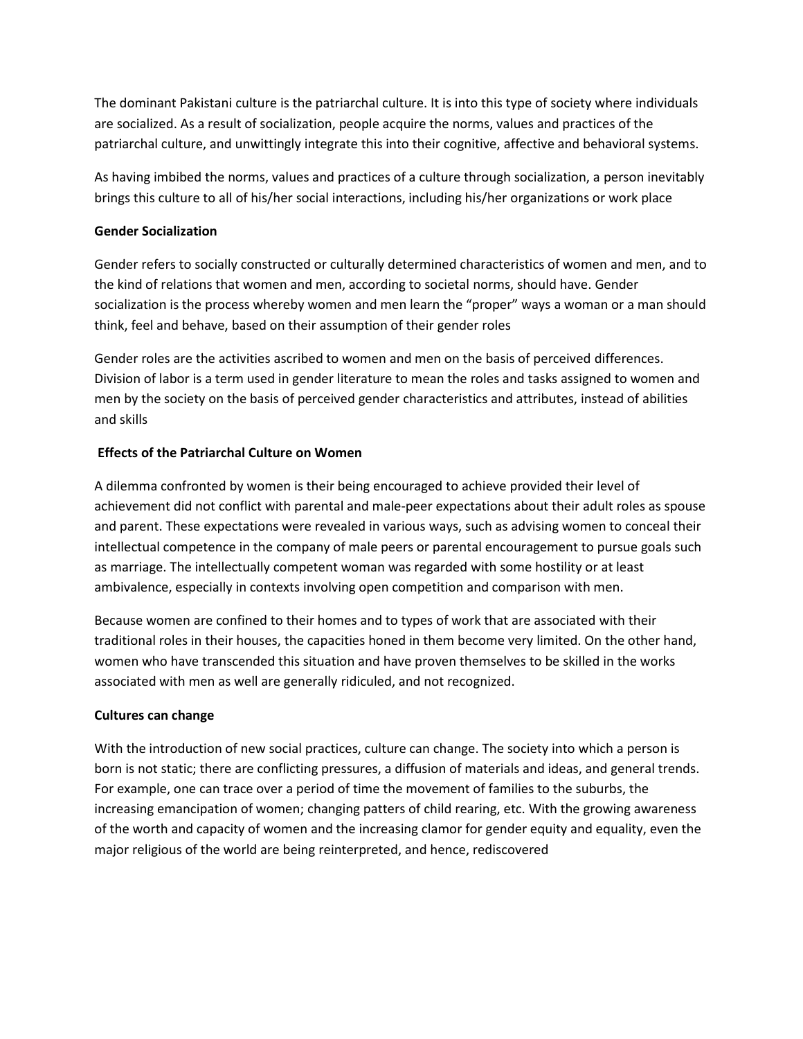The dominant Pakistani culture is the patriarchal culture. It is into this type of society where individuals are socialized. As a result of socialization, people acquire the norms, values and practices of the patriarchal culture, and unwittingly integrate this into their cognitive, affective and behavioral systems.

As having imbibed the norms, values and practices of a culture through socialization, a person inevitably brings this culture to all of his/her social interactions, including his/her organizations or work place

**Gender Socialization**

Gender refers to socially constructed or culturally determined characteristics of women and men, and to the kind of relations that women and men, according to societal norms, should have. Gender socialization is the process whereby women and men learn the "proper" ways a woman or a man should think, feel and behave, based on their assumption of their gender roles

Gender roles are the activities ascribed to women and men on the basis of perceived differences. Division of labor is a term used in gender literature to mean the roles and tasks assigned to women and men by the society on the basis of perceived gender characteristics and attributes, instead of abilities and skills

**Effects of the Patriarchal Culture on Women**

A dilemma confronted by women is their being encouraged to achieve provided their level of achievement did not conflict with parental and male-peer expectations about their adult roles as spouse and parent. These expectations were revealed in various ways, such as advising women to conceal their intellectual competence in the company of male peers or parental encouragement to pursue goals such as marriage. The intellectually competent woman was regarded with some hostility or at least ambivalence, especially in contexts involving open competition and comparison with men.

Because women are confined to their homes and to types of work that are associated with their traditional roles in their houses, the capacities honed in them become very limited. On the other hand, women who have transcended this situation and have proven themselves to be skilled in the works associated with men as well are generally ridiculed, and not recognized.

**Cultures can change**

With the introduction of new social practices, culture can change. The society into which a person is born is not static; there are conflicting pressures, a diffusion of materials and ideas, and general trends. For example, one can trace over a period of time the movement of families to the suburbs, the increasing emancipation of women; changing patters of child rearing, etc. With the growing awareness of the worth and capacity of women and the increasing clamor for gender equity and equality, even the major religious of the world are being reinterpreted, and hence, rediscovered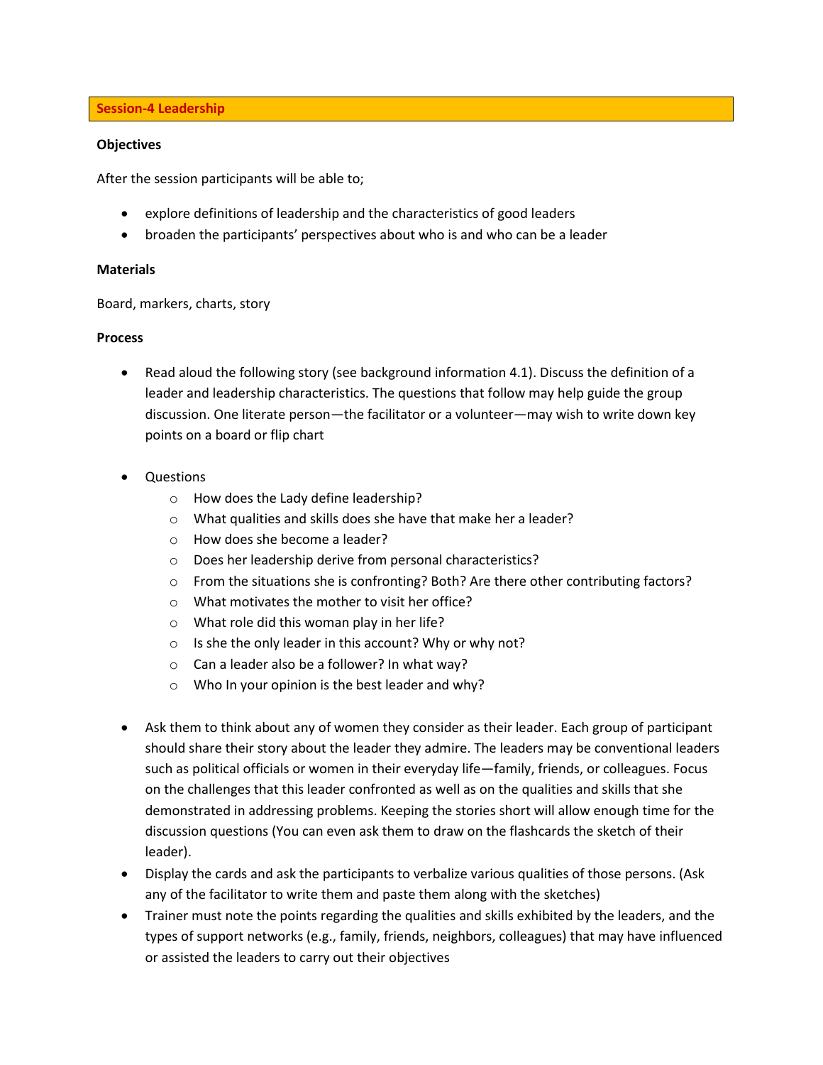## Session-4 Leadership

**Objectives**

After the session participants will be able to;

- explore definitions of leadership and the characteristics of good leaders
- broaden the participants' perspectives about who is and who can be a leader

**Materials**

Board, markers, charts, story

**Process**

- Read aloud the following story (see background information 4.1). Discuss the definition of a leader and leadership characteristics. The questions that follow may help guide the group discussion. One literate person—the facilitator or a volunteer—may wish to write down key points on a board or flip chart

- Questions
  - How does the Lady define leadership?
  - What qualities and skills does she have that make her a leader?
  - How does she become a leader?
  - Does her leadership derive from personal characteristics?
  - From the situations she is confronting? Both? Are there other contributing factors?
  - What motivates the mother to visit her office?
  - What role did this woman play in her life?
  - Is she the only leader in this account? Why or why not?
  - Can a leader also be a follower? In what way?
  - Who In your opinion is the best leader and why?

- Ask them to think about any of women they consider as their leader. Each group of participant should share their story about the leader they admire. The leaders may be conventional leaders such as political officials or women in their everyday life—family, friends, or colleagues. Focus on the challenges that this leader confronted as well as on the qualities and skills that she demonstrated in addressing problems. Keeping the stories short will allow enough time for the discussion questions (You can even ask them to draw on the flashcards the sketch of their leader).
- Display the cards and ask the participants to verbalize various qualities of those persons. (Ask any of the facilitator to write them and paste them along with the sketches)
- Trainer must note the points regarding the qualities and skills exhibited by the leaders, and the types of support networks (e.g., family, friends, neighbors, colleagues) that may have influenced or assisted the leaders to carry out their objectives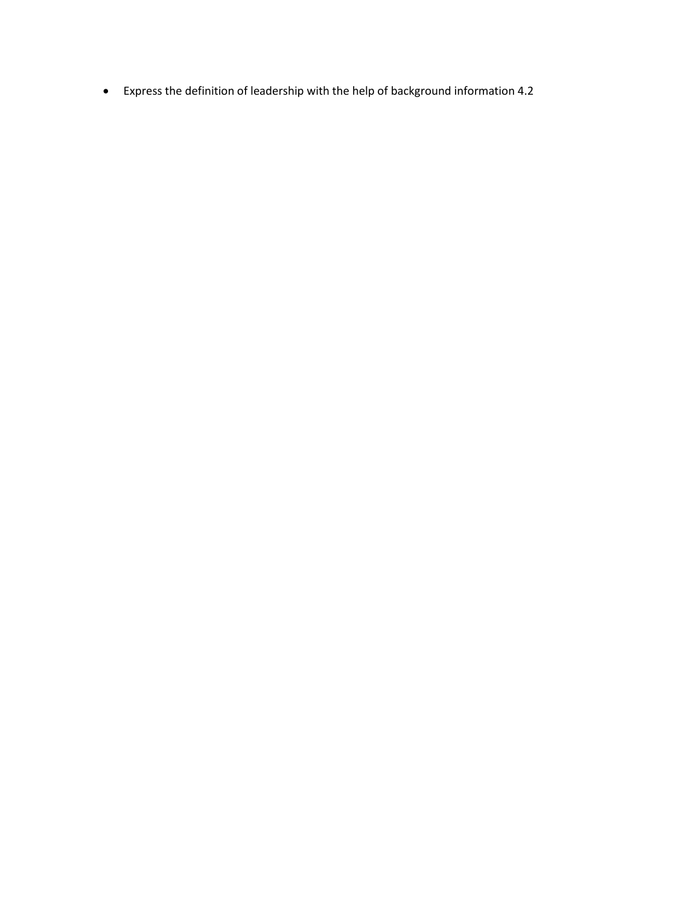- Express the definition of leadership with the help of background information 4.2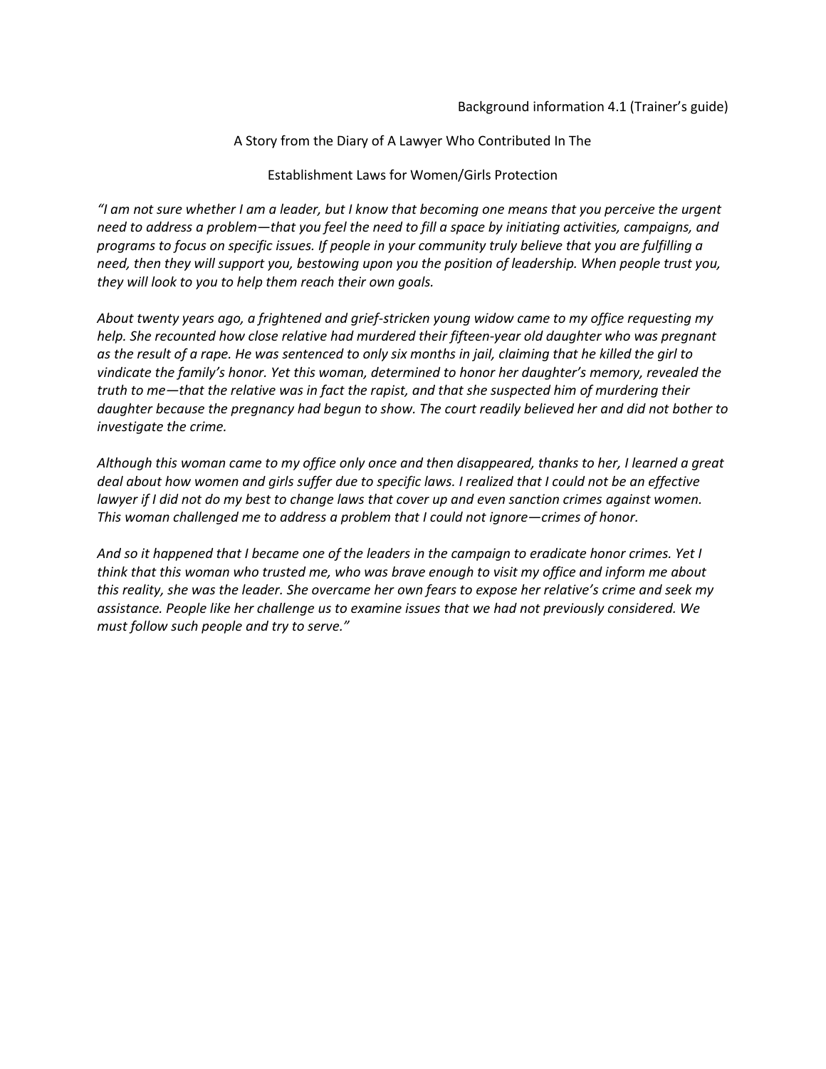Background information 4.1 (Trainer's guide)

A Story from the Diary of A Lawyer Who Contributed In The

Establishment Laws for Women/Girls Protection

*"I am not sure whether I am a leader, but I know that becoming one means that you perceive the urgent need to address a problem—that you feel the need to fill a space by initiating activities, campaigns, and programs to focus on specific issues. If people in your community truly believe that you are fulfilling a need, then they will support you, bestowing upon you the position of leadership. When people trust you, they will look to you to help them reach their own goals.*

*About twenty years ago, a frightened and grief-stricken young widow came to my office requesting my help. She recounted how close relative had murdered their fifteen-year old daughter who was pregnant as the result of a rape. He was sentenced to only six months in jail, claiming that he killed the girl to vindicate the family's honor. Yet this woman, determined to honor her daughter's memory, revealed the truth to me—that the relative was in fact the rapist, and that she suspected him of murdering their daughter because the pregnancy had begun to show. The court readily believed her and did not bother to investigate the crime.*

*Although this woman came to my office only once and then disappeared, thanks to her, I learned a great deal about how women and girls suffer due to specific laws. I realized that I could not be an effective lawyer if I did not do my best to change laws that cover up and even sanction crimes against women. This woman challenged me to address a problem that I could not ignore—crimes of honor.*

*And so it happened that I became one of the leaders in the campaign to eradicate honor crimes. Yet I think that this woman who trusted me, who was brave enough to visit my office and inform me about this reality, she was the leader. She overcame her own fears to expose her relative's crime and seek my assistance. People like her challenge us to examine issues that we had not previously considered. We must follow such people and try to serve."*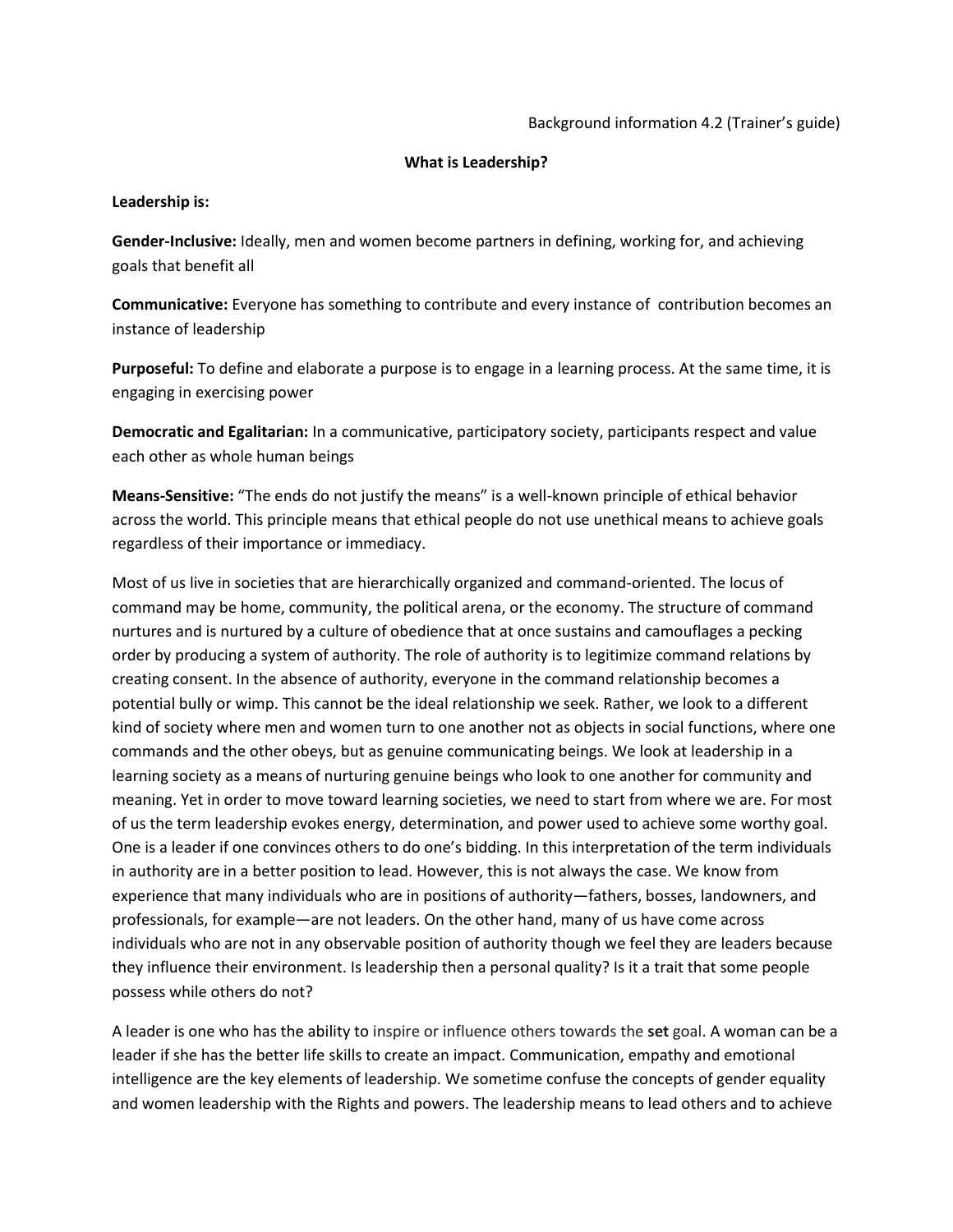Background information 4.2 (Trainer's guide)

## What is Leadership?

**Leadership is:**

**Gender-Inclusive:** Ideally, men and women become partners in defining, working for, and achieving goals that benefit all

**Communicative:** Everyone has something to contribute and every instance of contribution becomes an instance of leadership

**Purposeful:** To define and elaborate a purpose is to engage in a learning process. At the same time, it is engaging in exercising power

**Democratic and Egalitarian:** In a communicative, participatory society, participants respect and value each other as whole human beings

**Means-Sensitive:** "The ends do not justify the means" is a well-known principle of ethical behavior across the world. This principle means that ethical people do not use unethical means to achieve goals regardless of their importance or immediacy.

Most of us live in societies that are hierarchically organized and command-oriented. The locus of command may be home, community, the political arena, or the economy. The structure of command nurtures and is nurtured by a culture of obedience that at once sustains and camouflages a pecking order by producing a system of authority. The role of authority is to legitimize command relations by creating consent. In the absence of authority, everyone in the command relationship becomes a potential bully or wimp. This cannot be the ideal relationship we seek. Rather, we look to a different kind of society where men and women turn to one another not as objects in social functions, where one commands and the other obeys, but as genuine communicating beings. We look at leadership in a learning society as a means of nurturing genuine beings who look to one another for community and meaning. Yet in order to move toward learning societies, we need to start from where we are. For most of us the term leadership evokes energy, determination, and power used to achieve some worthy goal. One is a leader if one convinces others to do one's bidding. In this interpretation of the term individuals in authority are in a better position to lead. However, this is not always the case. We know from experience that many individuals who are in positions of authority—fathers, bosses, landowners, and professionals, for example—are not leaders. On the other hand, many of us have come across individuals who are not in any observable position of authority though we feel they are leaders because they influence their environment. Is leadership then a personal quality? Is it a trait that some people possess while others do not?

A leader is one who has the ability to inspire or influence others towards the **set** goal. A woman can be a leader if she has the better life skills to create an impact. Communication, empathy and emotional intelligence are the key elements of leadership. We sometime confuse the concepts of gender equality and women leadership with the Rights and powers. The leadership means to lead others and to achieve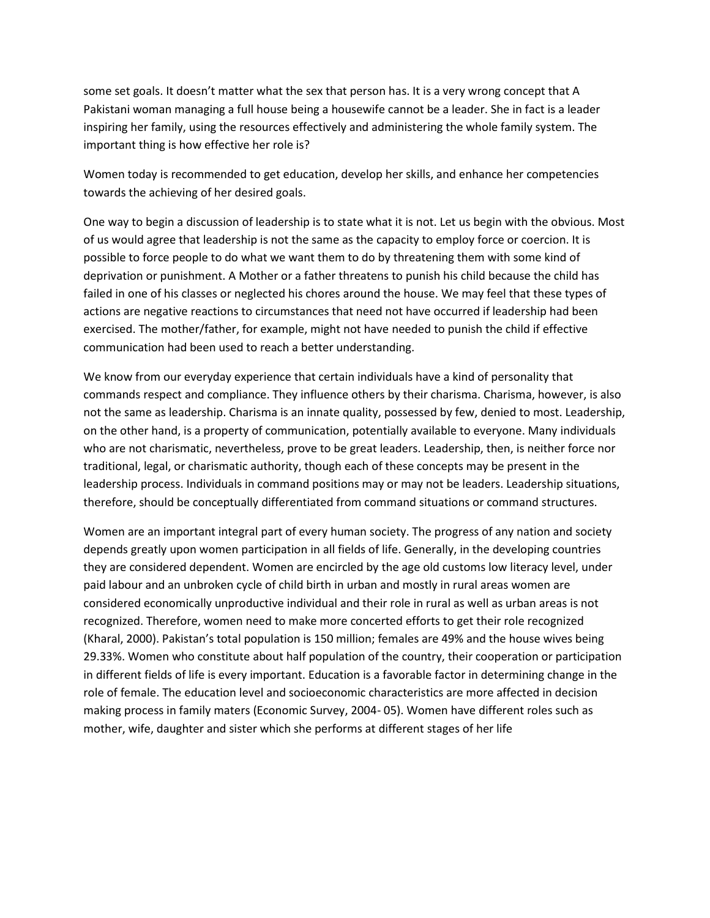some set goals. It doesn't matter what the sex that person has. It is a very wrong concept that A Pakistani woman managing a full house being a housewife cannot be a leader. She in fact is a leader inspiring her family, using the resources effectively and administering the whole family system. The important thing is how effective her role is?

Women today is recommended to get education, develop her skills, and enhance her competencies towards the achieving of her desired goals.

One way to begin a discussion of leadership is to state what it is not. Let us begin with the obvious. Most of us would agree that leadership is not the same as the capacity to employ force or coercion. It is possible to force people to do what we want them to do by threatening them with some kind of deprivation or punishment. A Mother or a father threatens to punish his child because the child has failed in one of his classes or neglected his chores around the house. We may feel that these types of actions are negative reactions to circumstances that need not have occurred if leadership had been exercised. The mother/father, for example, might not have needed to punish the child if effective communication had been used to reach a better understanding.

We know from our everyday experience that certain individuals have a kind of personality that commands respect and compliance. They influence others by their charisma. Charisma, however, is also not the same as leadership. Charisma is an innate quality, possessed by few, denied to most. Leadership, on the other hand, is a property of communication, potentially available to everyone. Many individuals who are not charismatic, nevertheless, prove to be great leaders. Leadership, then, is neither force nor traditional, legal, or charismatic authority, though each of these concepts may be present in the leadership process. Individuals in command positions may or may not be leaders. Leadership situations, therefore, should be conceptually differentiated from command situations or command structures.

Women are an important integral part of every human society. The progress of any nation and society depends greatly upon women participation in all fields of life. Generally, in the developing countries they are considered dependent. Women are encircled by the age old customs low literacy level, under paid labour and an unbroken cycle of child birth in urban and mostly in rural areas women are considered economically unproductive individual and their role in rural as well as urban areas is not recognized. Therefore, women need to make more concerted efforts to get their role recognized (Kharal, 2000). Pakistan's total population is 150 million; females are 49% and the house wives being 29.33%. Women who constitute about half population of the country, their cooperation or participation in different fields of life is every important. Education is a favorable factor in determining change in the role of female. The education level and socioeconomic characteristics are more affected in decision making process in family maters (Economic Survey, 2004- 05). Women have different roles such as mother, wife, daughter and sister which she performs at different stages of her life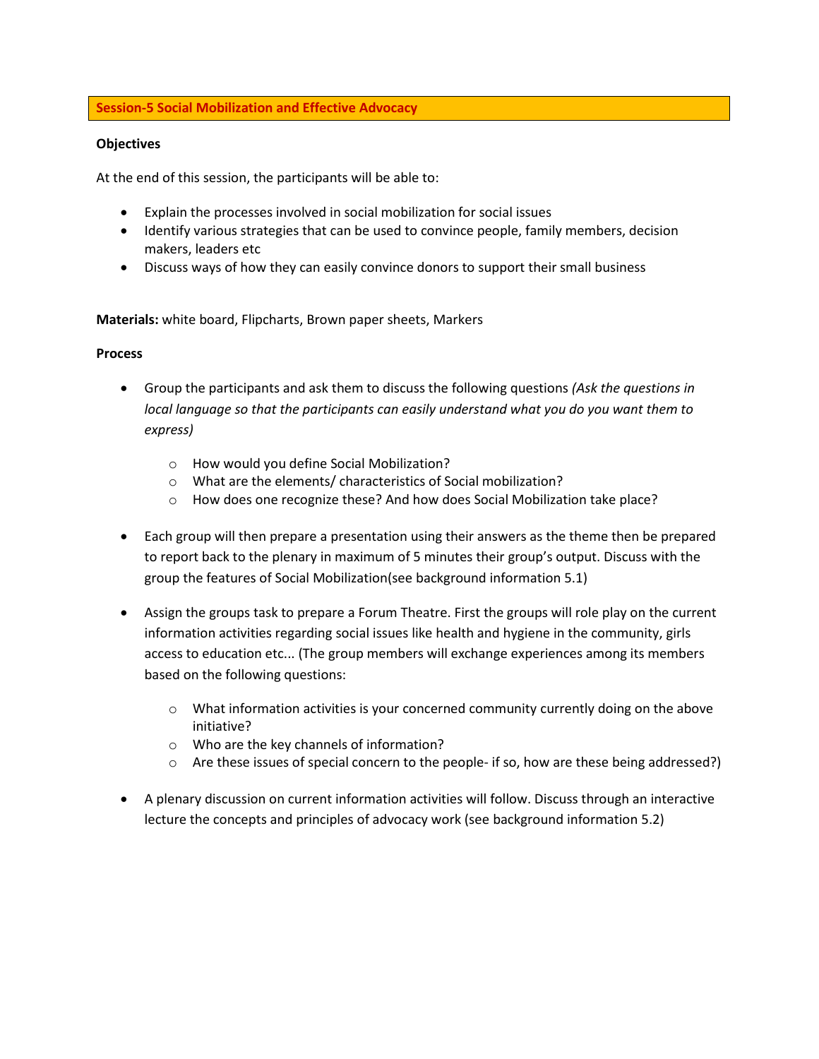## Session-5 Social Mobilization and Effective Advocacy

**Objectives**

At the end of this session, the participants will be able to:

- Explain the processes involved in social mobilization for social issues
- Identify various strategies that can be used to convince people, family members, decision makers, leaders etc
- Discuss ways of how they can easily convince donors to support their small business

**Materials:** white board, Flipcharts, Brown paper sheets, Markers

**Process**

- Group the participants and ask them to discuss the following questions *(Ask the questions in local language so that the participants can easily understand what you do you want them to express)*

    - How would you define Social Mobilization?
    - What are the elements/ characteristics of Social mobilization?
    - How does one recognize these? And how does Social Mobilization take place?

- Each group will then prepare a presentation using their answers as the theme then be prepared to report back to the plenary in maximum of 5 minutes their group's output. Discuss with the group the features of Social Mobilization(see background information 5.1)

- Assign the groups task to prepare a Forum Theatre. First the groups will role play on the current information activities regarding social issues like health and hygiene in the community, girls access to education etc... (The group members will exchange experiences among its members based on the following questions:

    - What information activities is your concerned community currently doing on the above initiative?
    - Who are the key channels of information?
    - Are these issues of special concern to the people- if so, how are these being addressed?)

- A plenary discussion on current information activities will follow. Discuss through an interactive lecture the concepts and principles of advocacy work (see background information 5.2)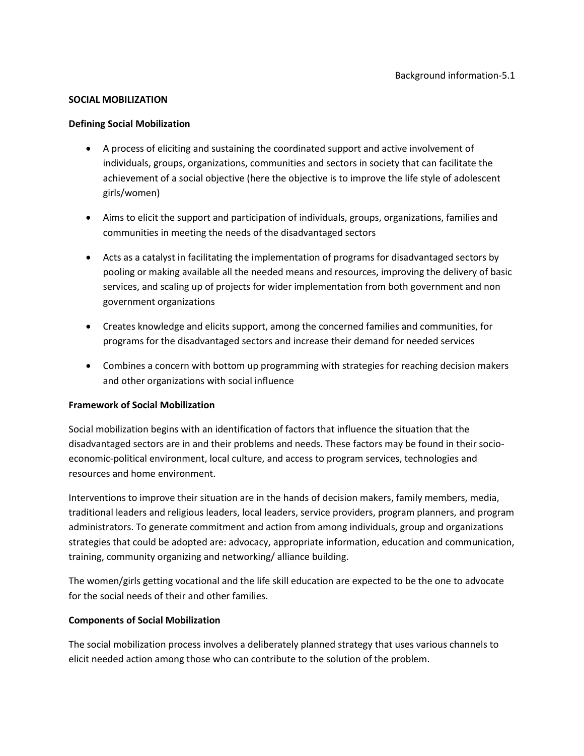Background information-5.1

## SOCIAL MOBILIZATION

### Defining Social Mobilization

- A process of eliciting and sustaining the coordinated support and active involvement of individuals, groups, organizations, communities and sectors in society that can facilitate the achievement of a social objective (here the objective is to improve the life style of adolescent girls/women)
- Aims to elicit the support and participation of individuals, groups, organizations, families and communities in meeting the needs of the disadvantaged sectors
- Acts as a catalyst in facilitating the implementation of programs for disadvantaged sectors by pooling or making available all the needed means and resources, improving the delivery of basic services, and scaling up of projects for wider implementation from both government and non government organizations
- Creates knowledge and elicits support, among the concerned families and communities, for programs for the disadvantaged sectors and increase their demand for needed services
- Combines a concern with bottom up programming with strategies for reaching decision makers and other organizations with social influence

### Framework of Social Mobilization

Social mobilization begins with an identification of factors that influence the situation that the disadvantaged sectors are in and their problems and needs. These factors may be found in their socio-economic-political environment, local culture, and access to program services, technologies and resources and home environment.

Interventions to improve their situation are in the hands of decision makers, family members, media, traditional leaders and religious leaders, local leaders, service providers, program planners, and program administrators. To generate commitment and action from among individuals, group and organizations strategies that could be adopted are: advocacy, appropriate information, education and communication, training, community organizing and networking/ alliance building.

The women/girls getting vocational and the life skill education are expected to be the one to advocate for the social needs of their and other families.

### Components of Social Mobilization

The social mobilization process involves a deliberately planned strategy that uses various channels to elicit needed action among those who can contribute to the solution of the problem.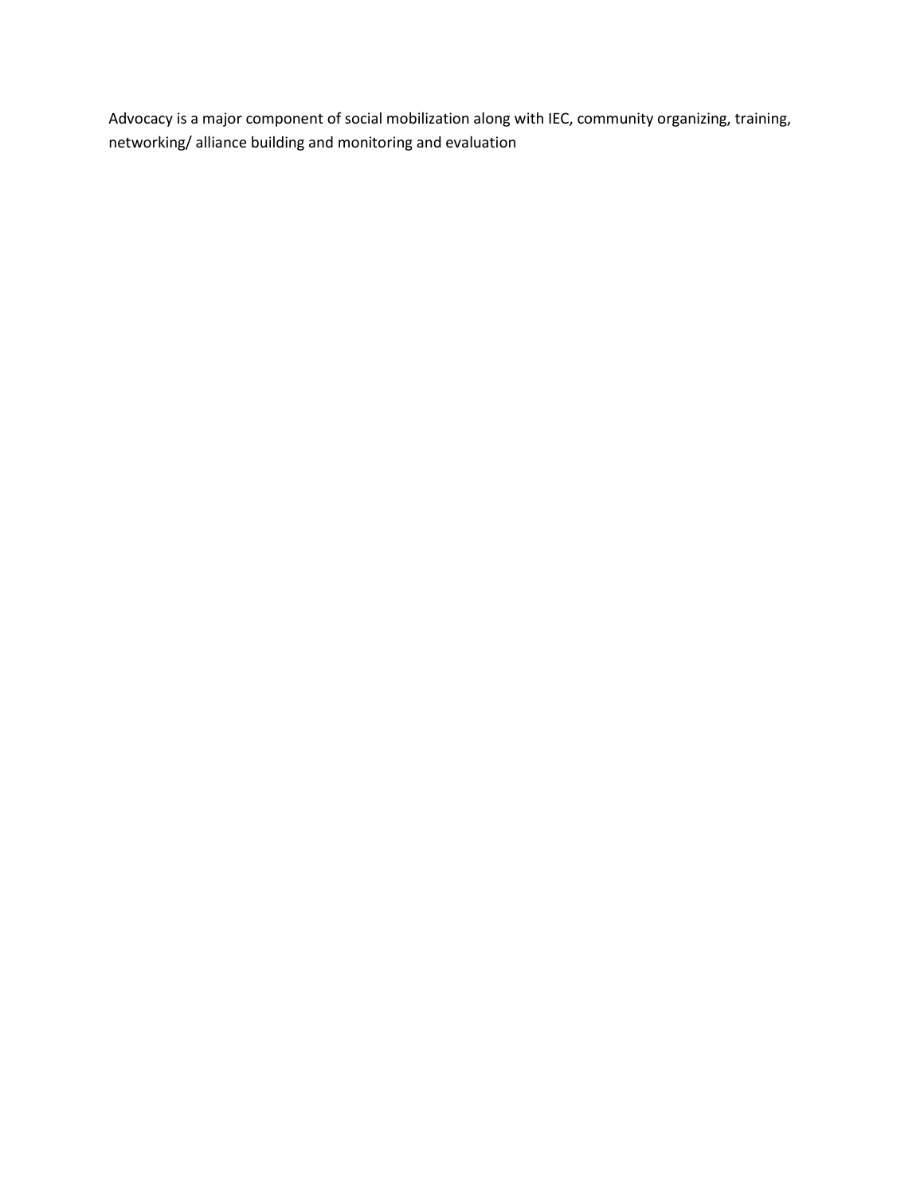Advocacy is a major component of social mobilization along with IEC, community organizing, training, networking/ alliance building and monitoring and evaluation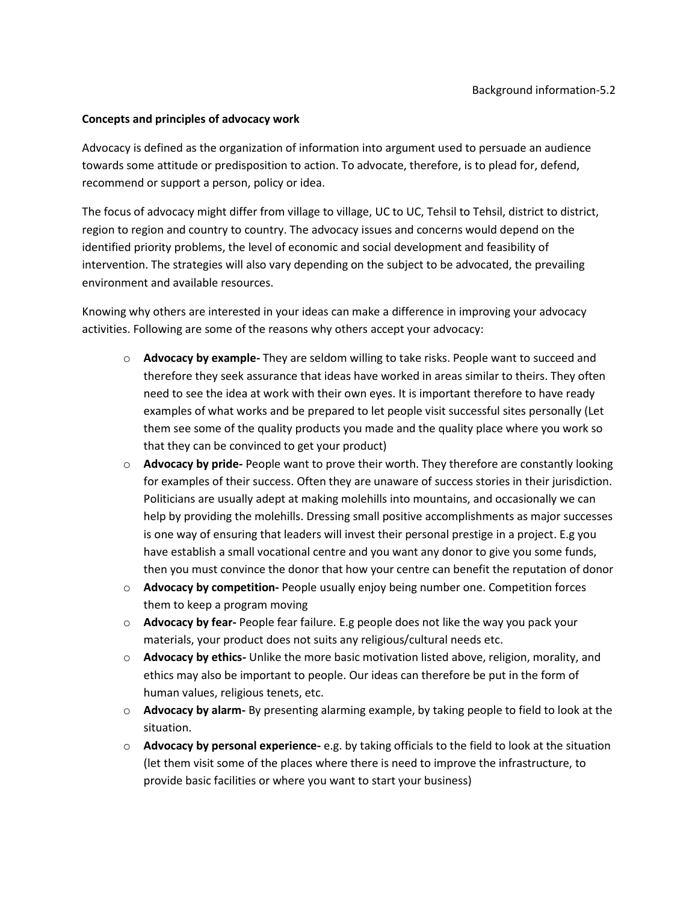Background information-5.2

**Concepts and principles of advocacy work**

Advocacy is defined as the organization of information into argument used to persuade an audience towards some attitude or predisposition to action. To advocate, therefore, is to plead for, defend, recommend or support a person, policy or idea.

The focus of advocacy might differ from village to village, UC to UC, Tehsil to Tehsil, district to district, region to region and country to country. The advocacy issues and concerns would depend on the identified priority problems, the level of economic and social development and feasibility of intervention. The strategies will also vary depending on the subject to be advocated, the prevailing environment and available resources.

Knowing why others are interested in your ideas can make a difference in improving your advocacy activities. Following are some of the reasons why others accept your advocacy:

- **Advocacy by example-** They are seldom willing to take risks. People want to succeed and therefore they seek assurance that ideas have worked in areas similar to theirs. They often need to see the idea at work with their own eyes. It is important therefore to have ready examples of what works and be prepared to let people visit successful sites personally (Let them see some of the quality products you made and the quality place where you work so that they can be convinced to get your product)
- **Advocacy by pride-** People want to prove their worth. They therefore are constantly looking for examples of their success. Often they are unaware of success stories in their jurisdiction. Politicians are usually adept at making molehills into mountains, and occasionally we can help by providing the molehills. Dressing small positive accomplishments as major successes is one way of ensuring that leaders will invest their personal prestige in a project. E.g you have establish a small vocational centre and you want any donor to give you some funds, then you must convince the donor that how your centre can benefit the reputation of donor
- **Advocacy by competition-** People usually enjoy being number one. Competition forces them to keep a program moving
- **Advocacy by fear-** People fear failure. E.g people does not like the way you pack your materials, your product does not suits any religious/cultural needs etc.
- **Advocacy by ethics-** Unlike the more basic motivation listed above, religion, morality, and ethics may also be important to people. Our ideas can therefore be put in the form of human values, religious tenets, etc.
- **Advocacy by alarm-** By presenting alarming example, by taking people to field to look at the situation.
- **Advocacy by personal experience-** e.g. by taking officials to the field to look at the situation (let them visit some of the places where there is need to improve the infrastructure, to provide basic facilities or where you want to start your business)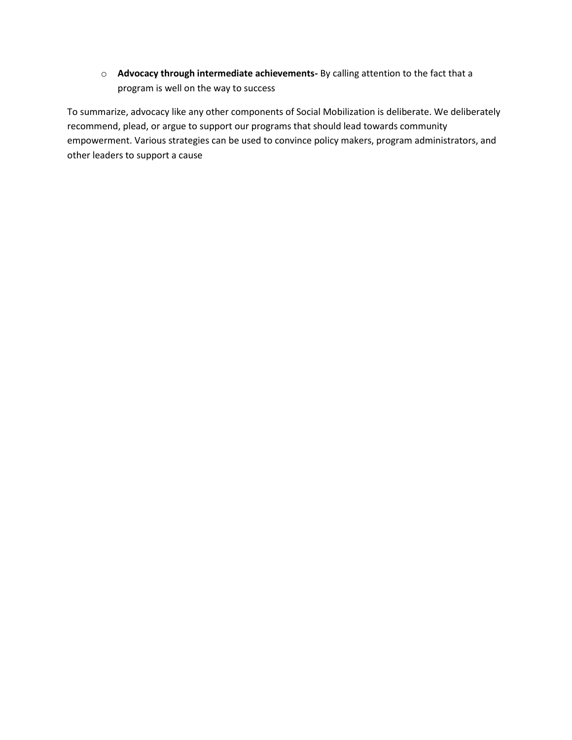- **Advocacy through intermediate achievements-** By calling attention to the fact that a program is well on the way to success

To summarize, advocacy like any other components of Social Mobilization is deliberate. We deliberately recommend, plead, or argue to support our programs that should lead towards community empowerment. Various strategies can be used to convince policy makers, program administrators, and other leaders to support a cause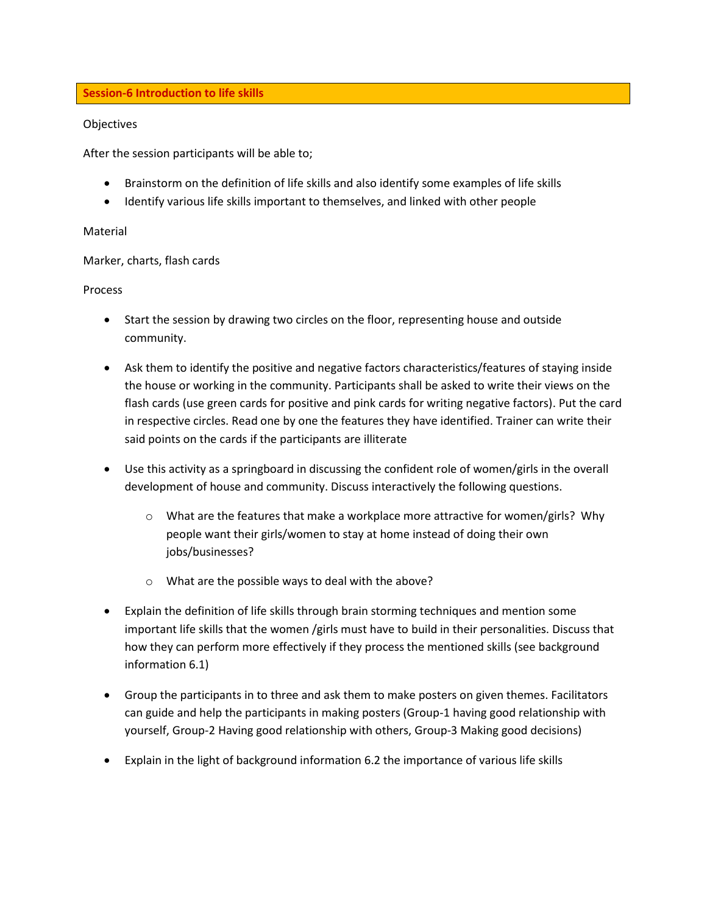## Session-6 Introduction to life skills

Objectives

After the session participants will be able to;

- Brainstorm on the definition of life skills and also identify some examples of life skills
- Identify various life skills important to themselves, and linked with other people

Material

Marker, charts, flash cards

Process

- Start the session by drawing two circles on the floor, representing house and outside community.

- Ask them to identify the positive and negative factors characteristics/features of staying inside the house or working in the community. Participants shall be asked to write their views on the flash cards (use green cards for positive and pink cards for writing negative factors). Put the card in respective circles. Read one by one the features they have identified. Trainer can write their said points on the cards if the participants are illiterate

- Use this activity as a springboard in discussing the confident role of women/girls in the overall development of house and community. Discuss interactively the following questions.

  - What are the features that make a workplace more attractive for women/girls? Why people want their girls/women to stay at home instead of doing their own jobs/businesses?

  - What are the possible ways to deal with the above?

- Explain the definition of life skills through brain storming techniques and mention some important life skills that the women /girls must have to build in their personalities. Discuss that how they can perform more effectively if they process the mentioned skills (see background information 6.1)

- Group the participants in to three and ask them to make posters on given themes. Facilitators can guide and help the participants in making posters (Group-1 having good relationship with yourself, Group-2 Having good relationship with others, Group-3 Making good decisions)

- Explain in the light of background information 6.2 the importance of various life skills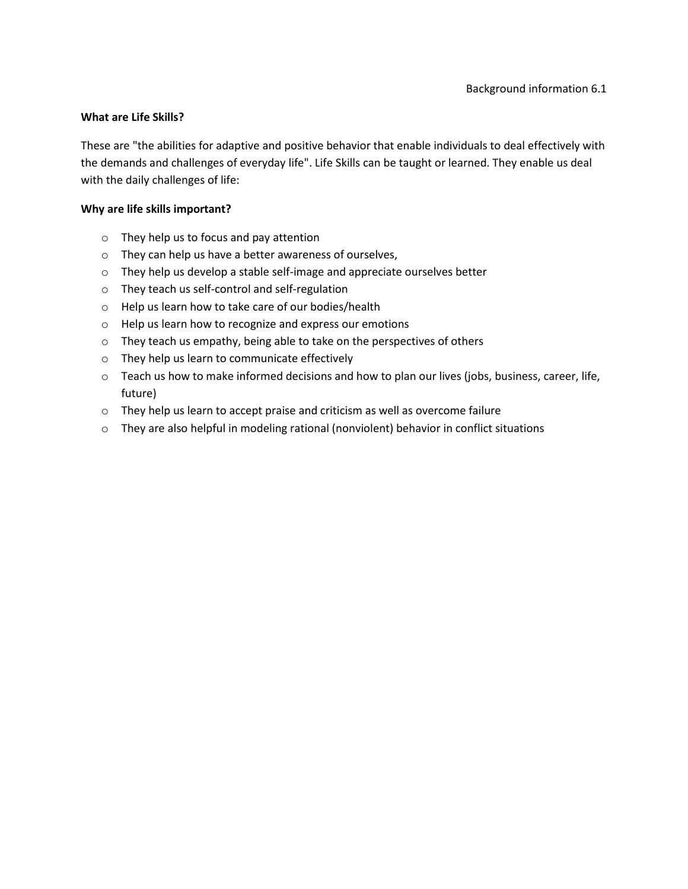Background information 6.1

**What are Life Skills?**

These are "the abilities for adaptive and positive behavior that enable individuals to deal effectively with the demands and challenges of everyday life". Life Skills can be taught or learned. They enable us deal with the daily challenges of life:

**Why are life skills important?**

- They help us to focus and pay attention
- They can help us have a better awareness of ourselves,
- They help us develop a stable self-image and appreciate ourselves better
- They teach us self-control and self-regulation
- Help us learn how to take care of our bodies/health
- Help us learn how to recognize and express our emotions
- They teach us empathy, being able to take on the perspectives of others
- They help us learn to communicate effectively
- Teach us how to make informed decisions and how to plan our lives (jobs, business, career, life, future)
- They help us learn to accept praise and criticism as well as overcome failure
- They are also helpful in modeling rational (nonviolent) behavior in conflict situations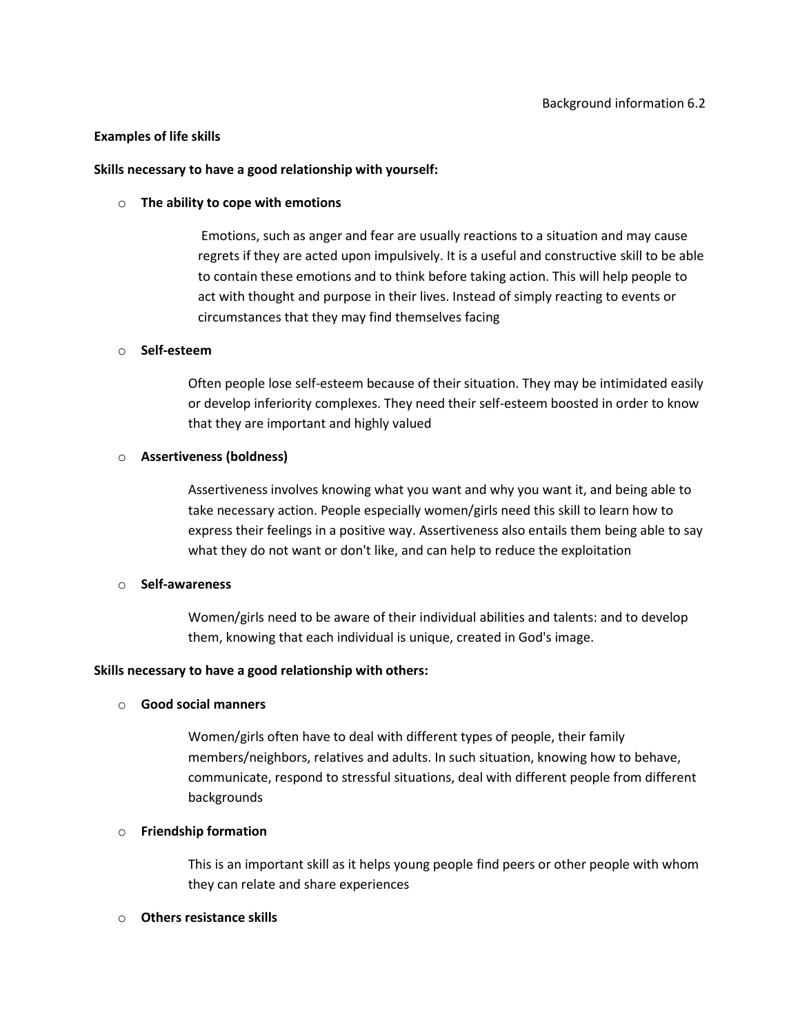Background information 6.2

**Examples of life skills**

**Skills necessary to have a good relationship with yourself:**

- **The ability to cope with emotions**

  Emotions, such as anger and fear are usually reactions to a situation and may cause regrets if they are acted upon impulsively. It is a useful and constructive skill to be able to contain these emotions and to think before taking action. This will help people to act with thought and purpose in their lives. Instead of simply reacting to events or circumstances that they may find themselves facing

- **Self-esteem**

  Often people lose self-esteem because of their situation. They may be intimidated easily or develop inferiority complexes. They need their self-esteem boosted in order to know that they are important and highly valued

- **Assertiveness (boldness)**

  Assertiveness involves knowing what you want and why you want it, and being able to take necessary action. People especially women/girls need this skill to learn how to express their feelings in a positive way. Assertiveness also entails them being able to say what they do not want or don't like, and can help to reduce the exploitation

- **Self-awareness**

  Women/girls need to be aware of their individual abilities and talents: and to develop them, knowing that each individual is unique, created in God's image.

**Skills necessary to have a good relationship with others:**

- **Good social manners**

  Women/girls often have to deal with different types of people, their family members/neighbors, relatives and adults. In such situation, knowing how to behave, communicate, respond to stressful situations, deal with different people from different backgrounds

- **Friendship formation**

  This is an important skill as it helps young people find peers or other people with whom they can relate and share experiences

- **Others resistance skills**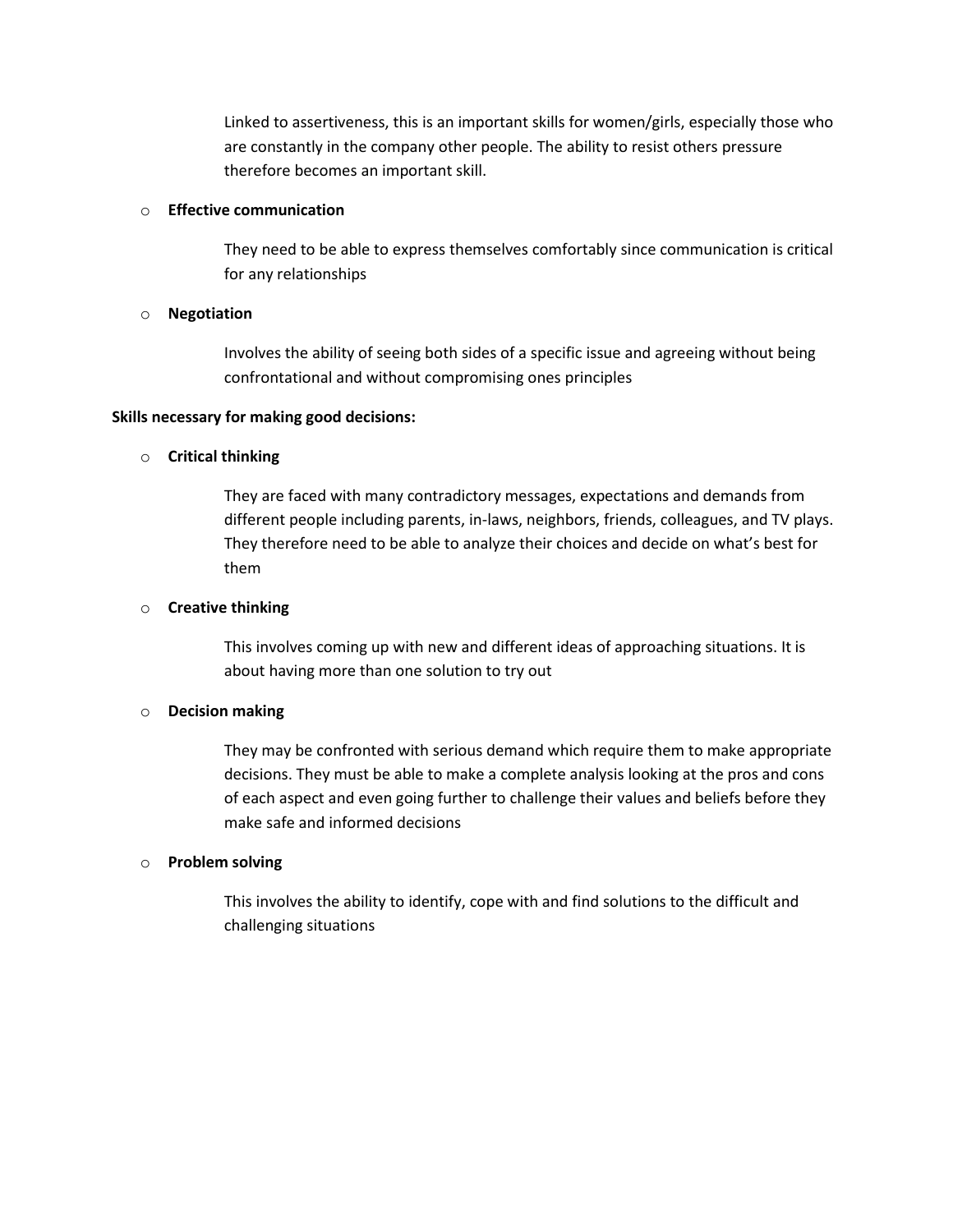Linked to assertiveness, this is an important skills for women/girls, especially those who are constantly in the company other people. The ability to resist others pressure therefore becomes an important skill.

- **Effective communication**

  They need to be able to express themselves comfortably since communication is critical for any relationships

- **Negotiation**

  Involves the ability of seeing both sides of a specific issue and agreeing without being confrontational and without compromising ones principles

**Skills necessary for making good decisions:**

- **Critical thinking**

  They are faced with many contradictory messages, expectations and demands from different people including parents, in-laws, neighbors, friends, colleagues, and TV plays. They therefore need to be able to analyze their choices and decide on what's best for them

- **Creative thinking**

  This involves coming up with new and different ideas of approaching situations. It is about having more than one solution to try out

- **Decision making**

  They may be confronted with serious demand which require them to make appropriate decisions. They must be able to make a complete analysis looking at the pros and cons of each aspect and even going further to challenge their values and beliefs before they make safe and informed decisions

- **Problem solving**

  This involves the ability to identify, cope with and find solutions to the difficult and challenging situations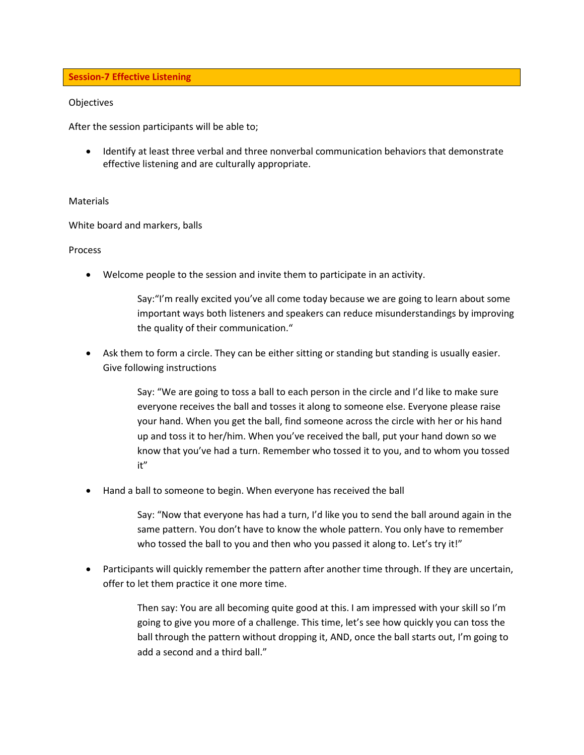## Session-7 Effective Listening

Objectives

After the session participants will be able to;

- Identify at least three verbal and three nonverbal communication behaviors that demonstrate effective listening and are culturally appropriate.

Materials

White board and markers, balls

Process

- Welcome people to the session and invite them to participate in an activity.

  > Say:"I'm really excited you've all come today because we are going to learn about some important ways both listeners and speakers can reduce misunderstandings by improving the quality of their communication."

- Ask them to form a circle. They can be either sitting or standing but standing is usually easier. Give following instructions

  > Say: "We are going to toss a ball to each person in the circle and I'd like to make sure everyone receives the ball and tosses it along to someone else. Everyone please raise your hand. When you get the ball, find someone across the circle with her or his hand up and toss it to her/him. When you've received the ball, put your hand down so we know that you've had a turn. Remember who tossed it to you, and to whom you tossed it"

- Hand a ball to someone to begin. When everyone has received the ball

  > Say: "Now that everyone has had a turn, I'd like you to send the ball around again in the same pattern. You don't have to know the whole pattern. You only have to remember who tossed the ball to you and then who you passed it along to. Let's try it!"

- Participants will quickly remember the pattern after another time through. If they are uncertain, offer to let them practice it one more time.

  > Then say: You are all becoming quite good at this. I am impressed with your skill so I'm going to give you more of a challenge. This time, let's see how quickly you can toss the ball through the pattern without dropping it, AND, once the ball starts out, I'm going to add a second and a third ball."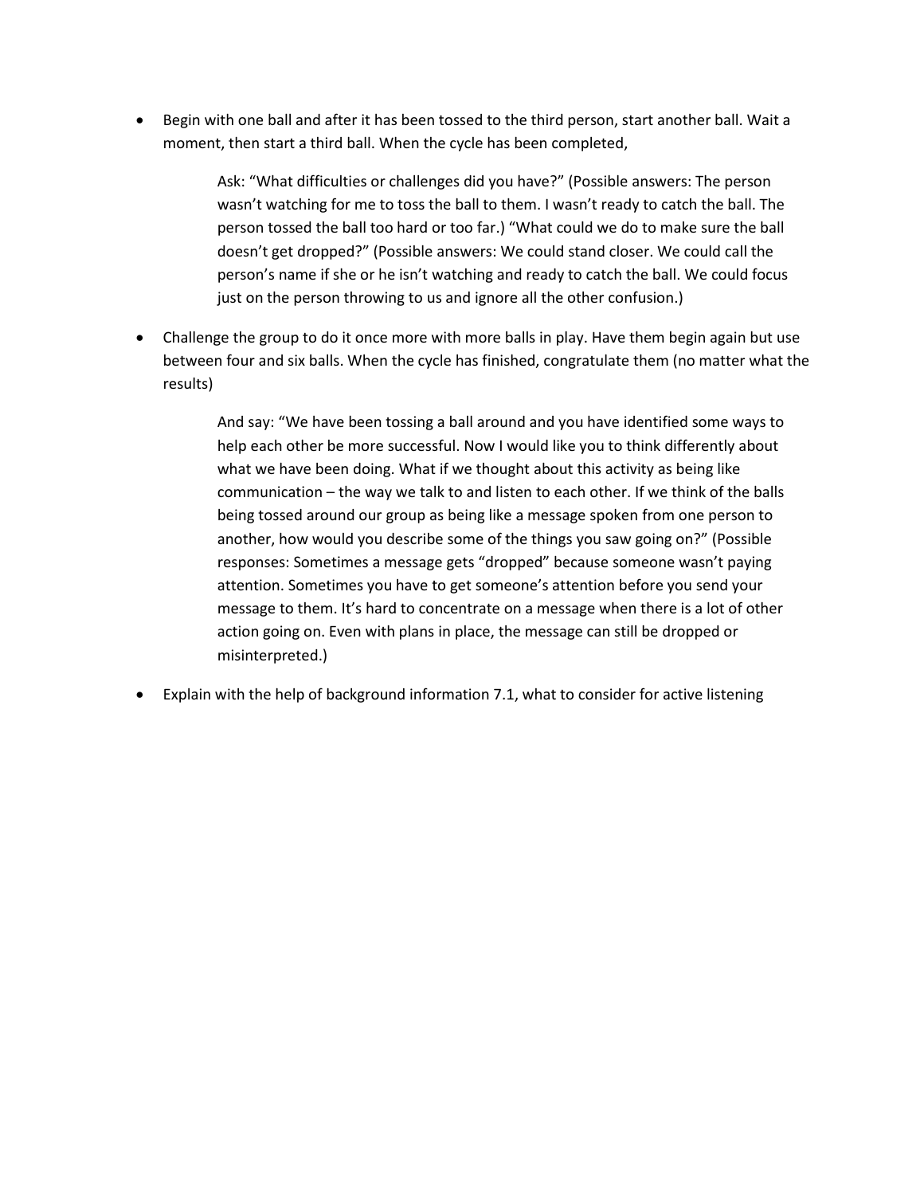- Begin with one ball and after it has been tossed to the third person, start another ball. Wait a moment, then start a third ball. When the cycle has been completed,

  Ask: “What difficulties or challenges did you have?” (Possible answers: The person wasn’t watching for me to toss the ball to them. I wasn’t ready to catch the ball. The person tossed the ball too hard or too far.) “What could we do to make sure the ball doesn’t get dropped?” (Possible answers: We could stand closer. We could call the person’s name if she or he isn’t watching and ready to catch the ball. We could focus just on the person throwing to us and ignore all the other confusion.)

- Challenge the group to do it once more with more balls in play. Have them begin again but use between four and six balls. When the cycle has finished, congratulate them (no matter what the results)

  And say: “We have been tossing a ball around and you have identified some ways to help each other be more successful. Now I would like you to think differently about what we have been doing. What if we thought about this activity as being like communication – the way we talk to and listen to each other. If we think of the balls being tossed around our group as being like a message spoken from one person to another, how would you describe some of the things you saw going on?” (Possible responses: Sometimes a message gets “dropped” because someone wasn’t paying attention. Sometimes you have to get someone’s attention before you send your message to them. It’s hard to concentrate on a message when there is a lot of other action going on. Even with plans in place, the message can still be dropped or misinterpreted.)

- Explain with the help of background information 7.1, what to consider for active listening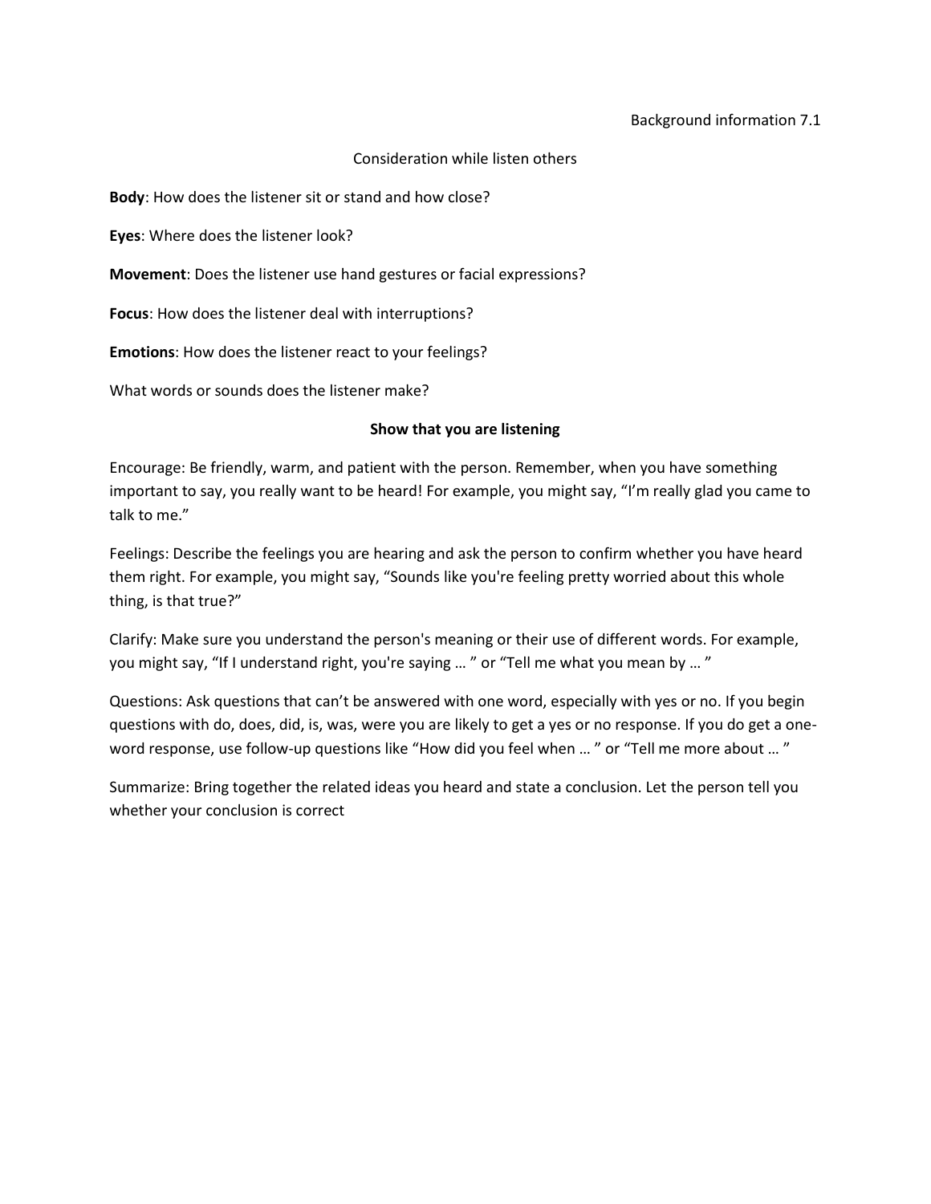Background information 7.1

Consideration while listen others

**Body**: How does the listener sit or stand and how close?

**Eyes**: Where does the listener look?

**Movement**: Does the listener use hand gestures or facial expressions?

**Focus**: How does the listener deal with interruptions?

**Emotions**: How does the listener react to your feelings?

What words or sounds does the listener make?

**Show that you are listening**

Encourage: Be friendly, warm, and patient with the person. Remember, when you have something important to say, you really want to be heard! For example, you might say, "I'm really glad you came to talk to me."

Feelings: Describe the feelings you are hearing and ask the person to confirm whether you have heard them right. For example, you might say, "Sounds like you're feeling pretty worried about this whole thing, is that true?"

Clarify: Make sure you understand the person's meaning or their use of different words. For example, you might say, "If I understand right, you're saying … " or "Tell me what you mean by … "

Questions: Ask questions that can't be answered with one word, especially with yes or no. If you begin questions with do, does, did, is, was, were you are likely to get a yes or no response. If you do get a one-word response, use follow-up questions like "How did you feel when … " or "Tell me more about … "

Summarize: Bring together the related ideas you heard and state a conclusion. Let the person tell you whether your conclusion is correct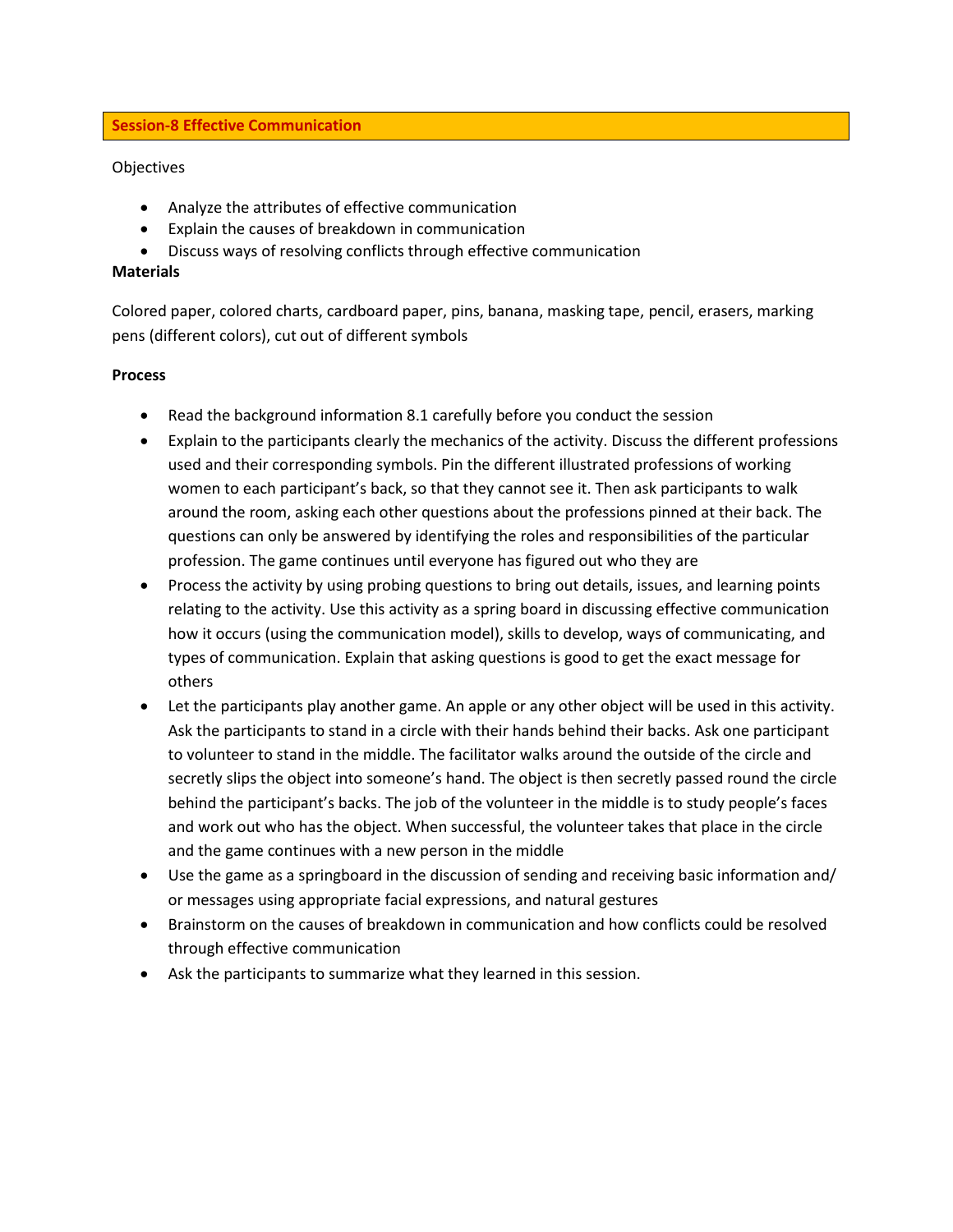## Session-8 Effective Communication

Objectives

- Analyze the attributes of effective communication
- Explain the causes of breakdown in communication
- Discuss ways of resolving conflicts through effective communication

**Materials**

Colored paper, colored charts, cardboard paper, pins, banana, masking tape, pencil, erasers, marking pens (different colors), cut out of different symbols

**Process**

- Read the background information 8.1 carefully before you conduct the session
- Explain to the participants clearly the mechanics of the activity. Discuss the different professions used and their corresponding symbols. Pin the different illustrated professions of working women to each participant's back, so that they cannot see it. Then ask participants to walk around the room, asking each other questions about the professions pinned at their back. The questions can only be answered by identifying the roles and responsibilities of the particular profession. The game continues until everyone has figured out who they are
- Process the activity by using probing questions to bring out details, issues, and learning points relating to the activity. Use this activity as a spring board in discussing effective communication how it occurs (using the communication model), skills to develop, ways of communicating, and types of communication. Explain that asking questions is good to get the exact message for others
- Let the participants play another game. An apple or any other object will be used in this activity. Ask the participants to stand in a circle with their hands behind their backs. Ask one participant to volunteer to stand in the middle. The facilitator walks around the outside of the circle and secretly slips the object into someone's hand. The object is then secretly passed round the circle behind the participant's backs. The job of the volunteer in the middle is to study people's faces and work out who has the object. When successful, the volunteer takes that place in the circle and the game continues with a new person in the middle
- Use the game as a springboard in the discussion of sending and receiving basic information and/ or messages using appropriate facial expressions, and natural gestures
- Brainstorm on the causes of breakdown in communication and how conflicts could be resolved through effective communication
- Ask the participants to summarize what they learned in this session.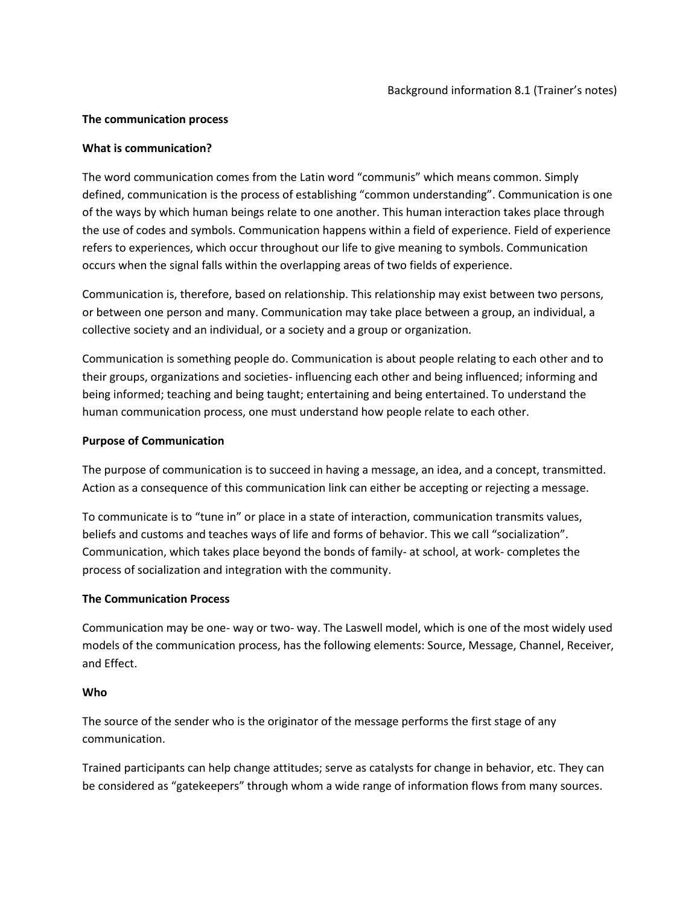Background information 8.1 (Trainer's notes)

**The communication process**

**What is communication?**

The word communication comes from the Latin word "communis" which means common. Simply defined, communication is the process of establishing "common understanding". Communication is one of the ways by which human beings relate to one another. This human interaction takes place through the use of codes and symbols. Communication happens within a field of experience. Field of experience refers to experiences, which occur throughout our life to give meaning to symbols. Communication occurs when the signal falls within the overlapping areas of two fields of experience.

Communication is, therefore, based on relationship. This relationship may exist between two persons, or between one person and many. Communication may take place between a group, an individual, a collective society and an individual, or a society and a group or organization.

Communication is something people do. Communication is about people relating to each other and to their groups, organizations and societies- influencing each other and being influenced; informing and being informed; teaching and being taught; entertaining and being entertained. To understand the human communication process, one must understand how people relate to each other.

**Purpose of Communication**

The purpose of communication is to succeed in having a message, an idea, and a concept, transmitted. Action as a consequence of this communication link can either be accepting or rejecting a message.

To communicate is to "tune in" or place in a state of interaction, communication transmits values, beliefs and customs and teaches ways of life and forms of behavior. This we call "socialization". Communication, which takes place beyond the bonds of family- at school, at work- completes the process of socialization and integration with the community.

**The Communication Process**

Communication may be one- way or two- way. The Laswell model, which is one of the most widely used models of the communication process, has the following elements: Source, Message, Channel, Receiver, and Effect.

**Who**

The source of the sender who is the originator of the message performs the first stage of any communication.

Trained participants can help change attitudes; serve as catalysts for change in behavior, etc. They can be considered as "gatekeepers" through whom a wide range of information flows from many sources.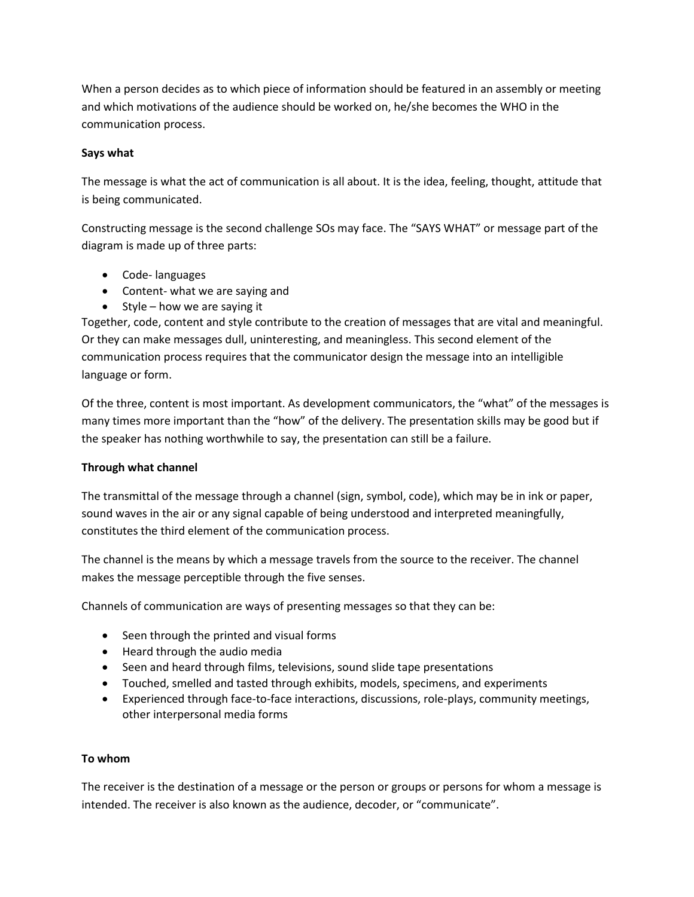When a person decides as to which piece of information should be featured in an assembly or meeting and which motivations of the audience should be worked on, he/she becomes the WHO in the communication process.

**Says what**

The message is what the act of communication is all about. It is the idea, feeling, thought, attitude that is being communicated.

Constructing message is the second challenge SOs may face. The "SAYS WHAT" or message part of the diagram is made up of three parts:

- Code- languages
- Content- what we are saying and
- Style – how we are saying it

Together, code, content and style contribute to the creation of messages that are vital and meaningful. Or they can make messages dull, uninteresting, and meaningless. This second element of the communication process requires that the communicator design the message into an intelligible language or form.

Of the three, content is most important. As development communicators, the "what" of the messages is many times more important than the "how" of the delivery. The presentation skills may be good but if the speaker has nothing worthwhile to say, the presentation can still be a failure.

**Through what channel**

The transmittal of the message through a channel (sign, symbol, code), which may be in ink or paper, sound waves in the air or any signal capable of being understood and interpreted meaningfully, constitutes the third element of the communication process.

The channel is the means by which a message travels from the source to the receiver. The channel makes the message perceptible through the five senses.

Channels of communication are ways of presenting messages so that they can be:

- Seen through the printed and visual forms
- Heard through the audio media
- Seen and heard through films, televisions, sound slide tape presentations
- Touched, smelled and tasted through exhibits, models, specimens, and experiments
- Experienced through face-to-face interactions, discussions, role-plays, community meetings, other interpersonal media forms

**To whom**

The receiver is the destination of a message or the person or groups or persons for whom a message is intended. The receiver is also known as the audience, decoder, or "communicate".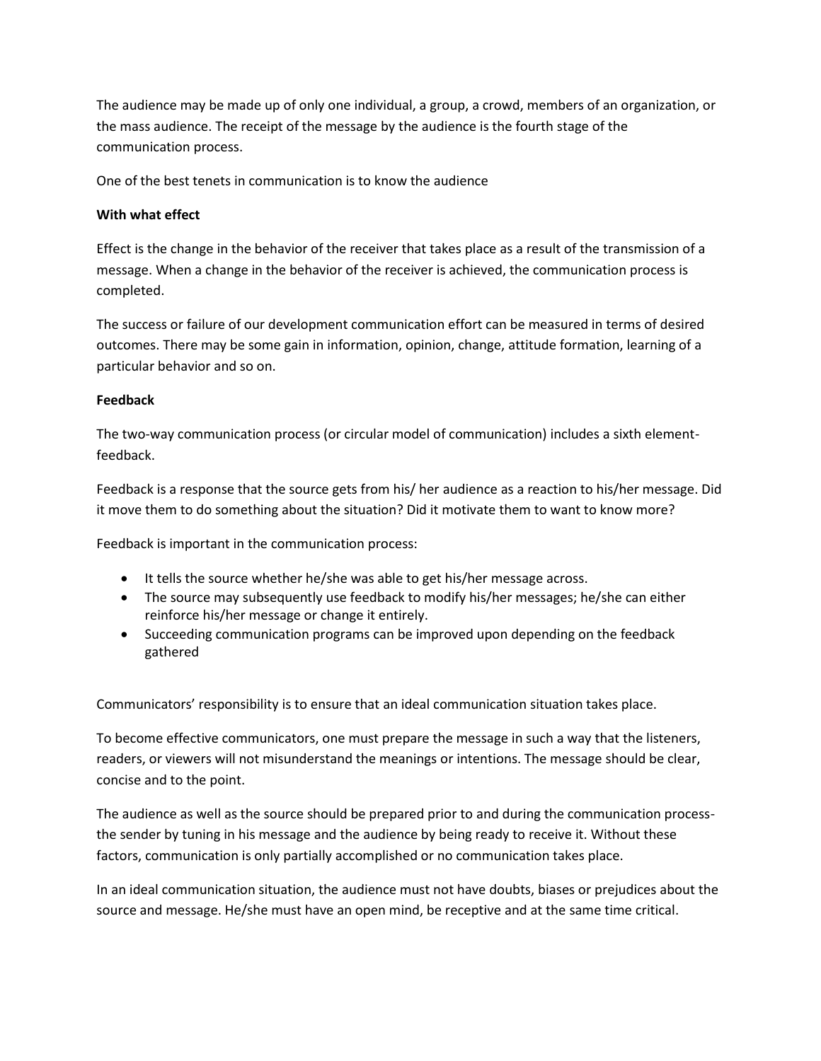The audience may be made up of only one individual, a group, a crowd, members of an organization, or the mass audience. The receipt of the message by the audience is the fourth stage of the communication process.

One of the best tenets in communication is to know the audience

**With what effect**

Effect is the change in the behavior of the receiver that takes place as a result of the transmission of a message. When a change in the behavior of the receiver is achieved, the communication process is completed.

The success or failure of our development communication effort can be measured in terms of desired outcomes. There may be some gain in information, opinion, change, attitude formation, learning of a particular behavior and so on.

**Feedback**

The two-way communication process (or circular model of communication) includes a sixth element-feedback.

Feedback is a response that the source gets from his/ her audience as a reaction to his/her message. Did it move them to do something about the situation? Did it motivate them to want to know more?

Feedback is important in the communication process:

- It tells the source whether he/she was able to get his/her message across.
- The source may subsequently use feedback to modify his/her messages; he/she can either reinforce his/her message or change it entirely.
- Succeeding communication programs can be improved upon depending on the feedback gathered

Communicators' responsibility is to ensure that an ideal communication situation takes place.

To become effective communicators, one must prepare the message in such a way that the listeners, readers, or viewers will not misunderstand the meanings or intentions. The message should be clear, concise and to the point.

The audience as well as the source should be prepared prior to and during the communication process-the sender by tuning in his message and the audience by being ready to receive it. Without these factors, communication is only partially accomplished or no communication takes place.

In an ideal communication situation, the audience must not have doubts, biases or prejudices about the source and message. He/she must have an open mind, be receptive and at the same time critical.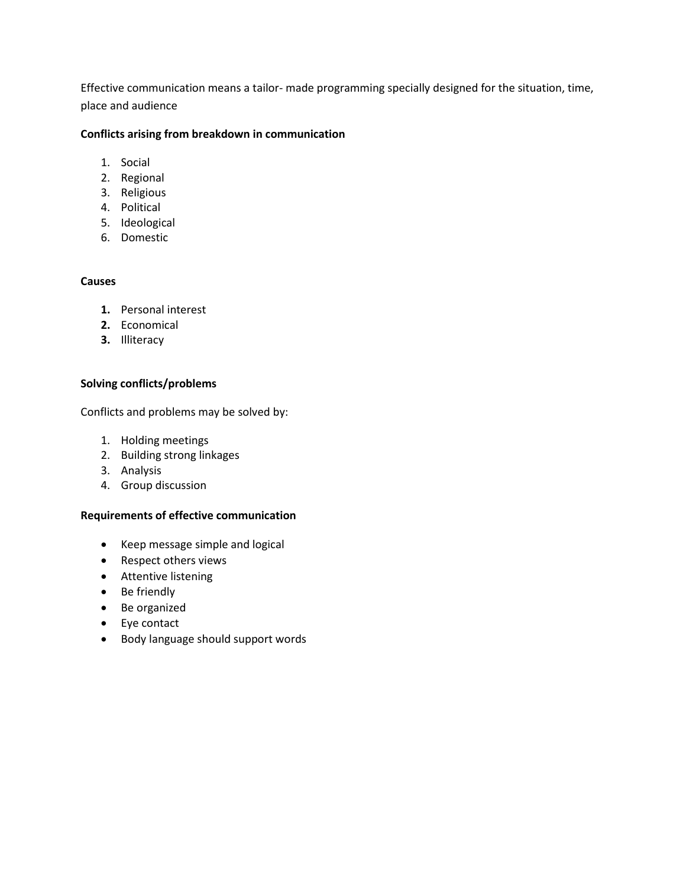Effective communication means a tailor- made programming specially designed for the situation, time, place and audience

**Conflicts arising from breakdown in communication**

1. Social
2. Regional
3. Religious
4. Political
5. Ideological
6. Domestic

**Causes**

1. Personal interest
2. Economical
3. Illiteracy

**Solving conflicts/problems**

Conflicts and problems may be solved by:

1. Holding meetings
2. Building strong linkages
3. Analysis
4. Group discussion

**Requirements of effective communication**

- Keep message simple and logical
- Respect others views
- Attentive listening
- Be friendly
- Be organized
- Eye contact
- Body language should support words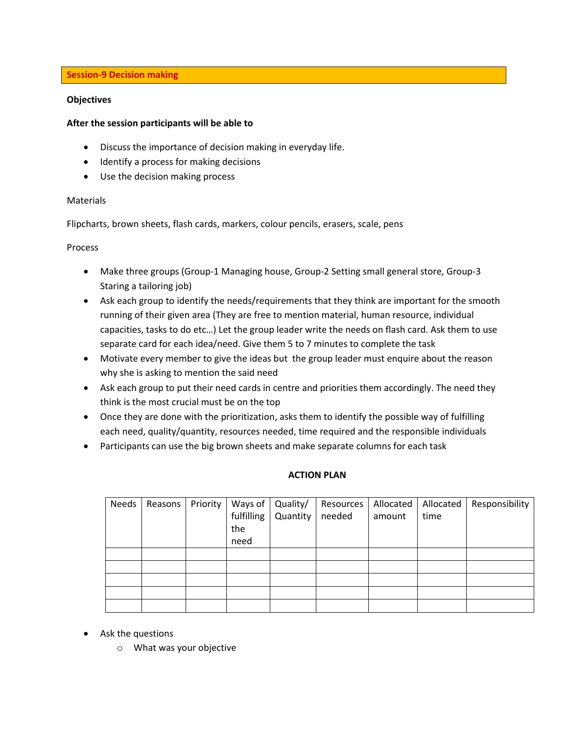## Session-9 Decision making

**Objectives**

**After the session participants will be able to**

- Discuss the importance of decision making in everyday life.
- Identify a process for making decisions
- Use the decision making process

Materials

Flipcharts, brown sheets, flash cards, markers, colour pencils, erasers, scale, pens

Process

- Make three groups (Group-1 Managing house, Group-2 Setting small general store, Group-3 Staring a tailoring job)
- Ask each group to identify the needs/requirements that they think are important for the smooth running of their given area (They are free to mention material, human resource, individual capacities, tasks to do etc…) Let the group leader write the needs on flash card. Ask them to use separate card for each idea/need. Give them 5 to 7 minutes to complete the task
- Motivate every member to give the ideas but the group leader must enquire about the reason why she is asking to mention the said need
- Ask each group to put their need cards in centre and priorities them accordingly. The need they think is the most crucial must be on the top
- Once they are done with the prioritization, asks them to identify the possible way of fulfilling each need, quality/quantity, resources needed, time required and the responsible individuals
- Participants can use the big brown sheets and make separate columns for each task

**ACTION PLAN**

| Needs | Reasons | Priority | Ways of fulfilling the need | Quality/ Quantity | Resources needed | Allocated amount | Allocated time | Responsibility |
|---|---|---|---|---|---|---|---|---|
| | | | | | | | | |
| | | | | | | | | |
| | | | | | | | | |
| | | | | | | | | |
| | | | | | | | | |

- Ask the questions
  - What was your objective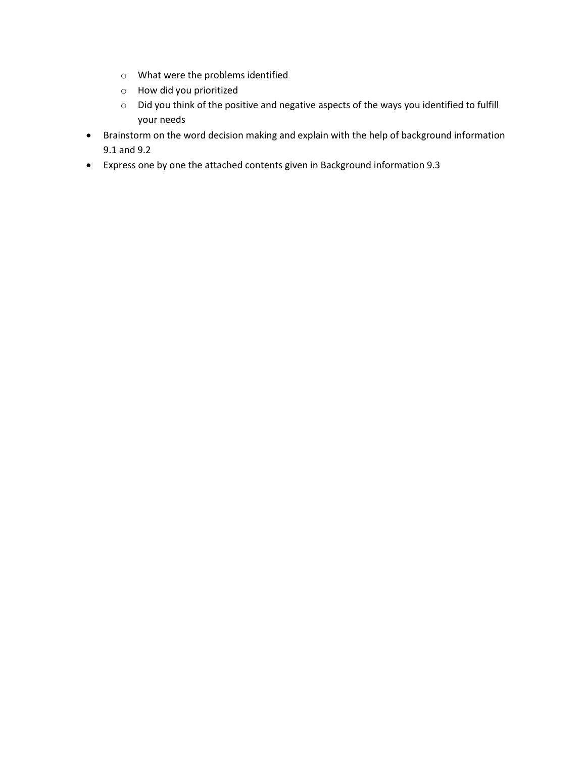- What were the problems identified
  - How did you prioritized
  - Did you think of the positive and negative aspects of the ways you identified to fulfill your needs
- Brainstorm on the word decision making and explain with the help of background information 9.1 and 9.2
- Express one by one the attached contents given in Background information 9.3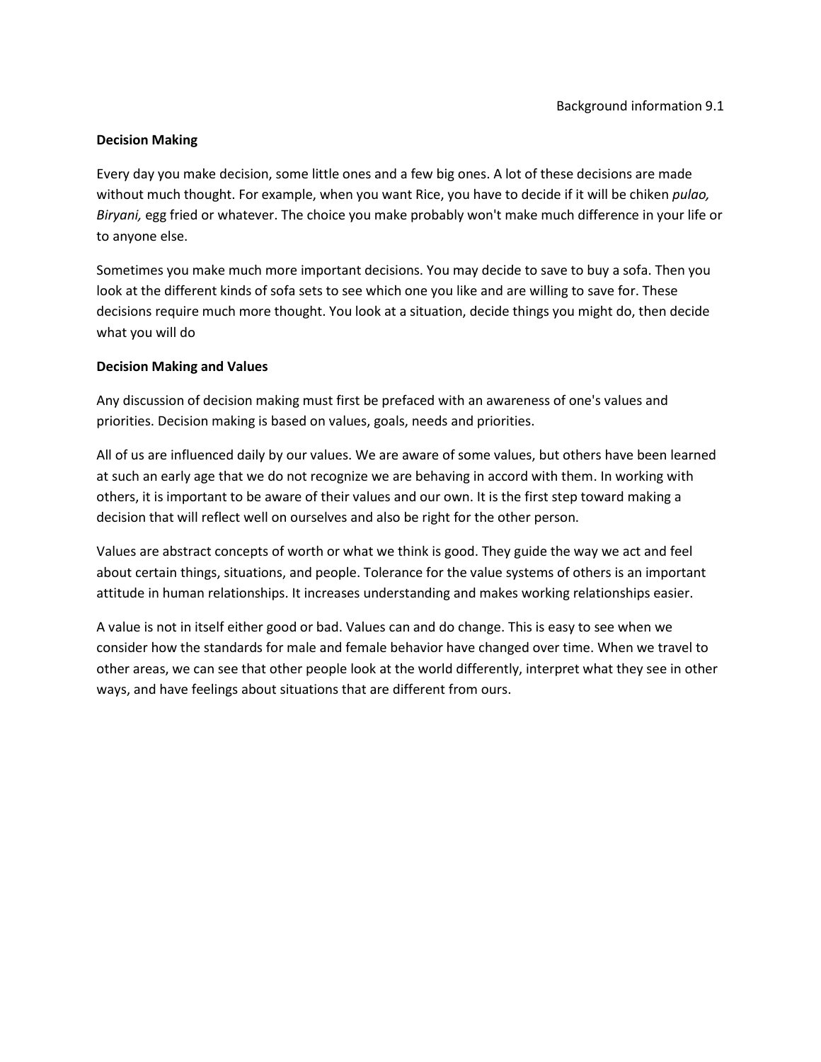Background information 9.1

**Decision Making**

Every day you make decision, some little ones and a few big ones. A lot of these decisions are made without much thought. For example, when you want Rice, you have to decide if it will be chiken *pulao, Biryani,* egg fried or whatever. The choice you make probably won't make much difference in your life or to anyone else.

Sometimes you make much more important decisions. You may decide to save to buy a sofa. Then you look at the different kinds of sofa sets to see which one you like and are willing to save for. These decisions require much more thought. You look at a situation, decide things you might do, then decide what you will do

**Decision Making and Values**

Any discussion of decision making must first be prefaced with an awareness of one's values and priorities. Decision making is based on values, goals, needs and priorities.

All of us are influenced daily by our values. We are aware of some values, but others have been learned at such an early age that we do not recognize we are behaving in accord with them. In working with others, it is important to be aware of their values and our own. It is the first step toward making a decision that will reflect well on ourselves and also be right for the other person.

Values are abstract concepts of worth or what we think is good. They guide the way we act and feel about certain things, situations, and people. Tolerance for the value systems of others is an important attitude in human relationships. It increases understanding and makes working relationships easier.

A value is not in itself either good or bad. Values can and do change. This is easy to see when we consider how the standards for male and female behavior have changed over time. When we travel to other areas, we can see that other people look at the world differently, interpret what they see in other ways, and have feelings about situations that are different from ours.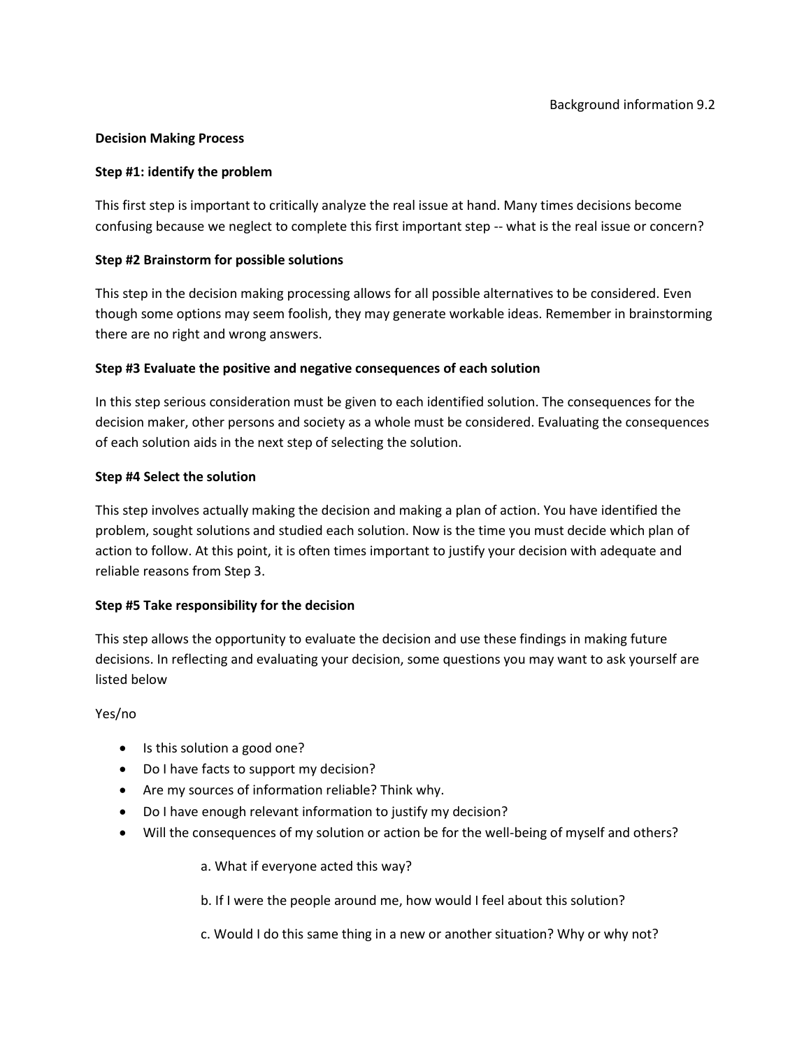Background information 9.2

**Decision Making Process**

**Step #1: identify the problem**

This first step is important to critically analyze the real issue at hand. Many times decisions become confusing because we neglect to complete this first important step -- what is the real issue or concern?

**Step #2 Brainstorm for possible solutions**

This step in the decision making processing allows for all possible alternatives to be considered. Even though some options may seem foolish, they may generate workable ideas. Remember in brainstorming there are no right and wrong answers.

**Step #3 Evaluate the positive and negative consequences of each solution**

In this step serious consideration must be given to each identified solution. The consequences for the decision maker, other persons and society as a whole must be considered. Evaluating the consequences of each solution aids in the next step of selecting the solution.

**Step #4 Select the solution**

This step involves actually making the decision and making a plan of action. You have identified the problem, sought solutions and studied each solution. Now is the time you must decide which plan of action to follow. At this point, it is often times important to justify your decision with adequate and reliable reasons from Step 3.

**Step #5 Take responsibility for the decision**

This step allows the opportunity to evaluate the decision and use these findings in making future decisions. In reflecting and evaluating your decision, some questions you may want to ask yourself are listed below

Yes/no

- Is this solution a good one?
- Do I have facts to support my decision?
- Are my sources of information reliable? Think why.
- Do I have enough relevant information to justify my decision?
- Will the consequences of my solution or action be for the well-being of myself and others?

    a. What if everyone acted this way?

    b. If I were the people around me, how would I feel about this solution?

    c. Would I do this same thing in a new or another situation? Why or why not?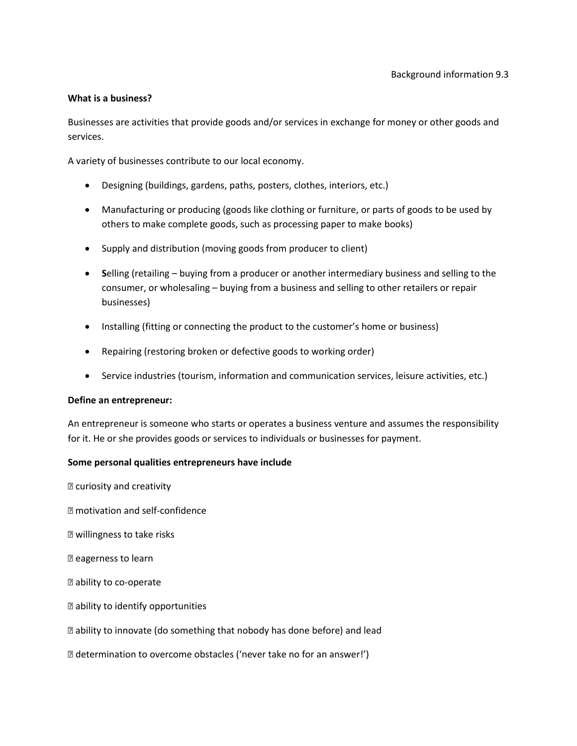Background information 9.3

**What is a business?**

Businesses are activities that provide goods and/or services in exchange for money or other goods and services.

A variety of businesses contribute to our local economy.

- Designing (buildings, gardens, paths, posters, clothes, interiors, etc.)
- Manufacturing or producing (goods like clothing or furniture, or parts of goods to be used by others to make complete goods, such as processing paper to make books)
- Supply and distribution (moving goods from producer to client)
- **S**elling (retailing – buying from a producer or another intermediary business and selling to the consumer, or wholesaling – buying from a business and selling to other retailers or repair businesses)
- Installing (fitting or connecting the product to the customer's home or business)
- Repairing (restoring broken or defective goods to working order)
- Service industries (tourism, information and communication services, leisure activities, etc.)

**Define an entrepreneur:**

An entrepreneur is someone who starts or operates a business venture and assumes the responsibility for it. He or she provides goods or services to individuals or businesses for payment.

**Some personal qualities entrepreneurs have include**

- curiosity and creativity
- motivation and self-confidence
- willingness to take risks
- eagerness to learn
- ability to co-operate
- ability to identify opportunities
- ability to innovate (do something that nobody has done before) and lead
- determination to overcome obstacles ('never take no for an answer!')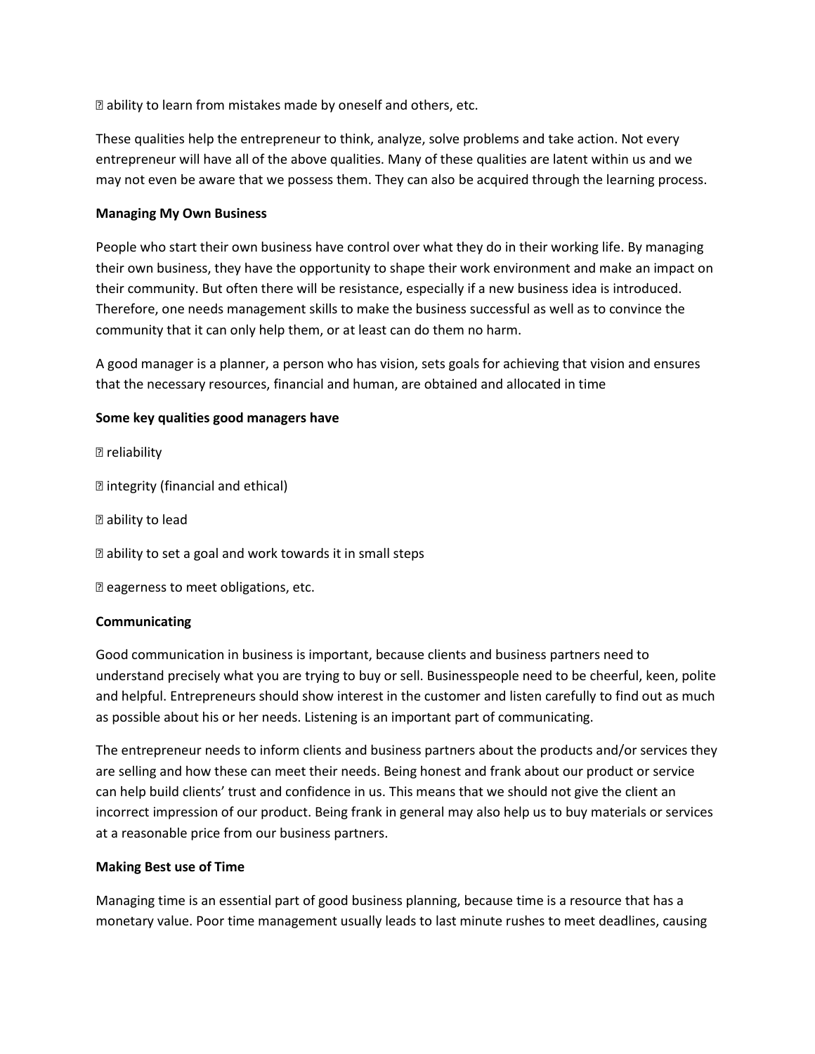- ability to learn from mistakes made by oneself and others, etc.

These qualities help the entrepreneur to think, analyze, solve problems and take action. Not every entrepreneur will have all of the above qualities. Many of these qualities are latent within us and we may not even be aware that we possess them. They can also be acquired through the learning process.

**Managing My Own Business**

People who start their own business have control over what they do in their working life. By managing their own business, they have the opportunity to shape their work environment and make an impact on their community. But often there will be resistance, especially if a new business idea is introduced. Therefore, one needs management skills to make the business successful as well as to convince the community that it can only help them, or at least can do them no harm.

A good manager is a planner, a person who has vision, sets goals for achieving that vision and ensures that the necessary resources, financial and human, are obtained and allocated in time

**Some key qualities good managers have**

- reliability
- integrity (financial and ethical)
- ability to lead
- ability to set a goal and work towards it in small steps
- eagerness to meet obligations, etc.

**Communicating**

Good communication in business is important, because clients and business partners need to understand precisely what you are trying to buy or sell. Businesspeople need to be cheerful, keen, polite and helpful. Entrepreneurs should show interest in the customer and listen carefully to find out as much as possible about his or her needs. Listening is an important part of communicating.

The entrepreneur needs to inform clients and business partners about the products and/or services they are selling and how these can meet their needs. Being honest and frank about our product or service can help build clients' trust and confidence in us. This means that we should not give the client an incorrect impression of our product. Being frank in general may also help us to buy materials or services at a reasonable price from our business partners.

**Making Best use of Time**

Managing time is an essential part of good business planning, because time is a resource that has a monetary value. Poor time management usually leads to last minute rushes to meet deadlines, causing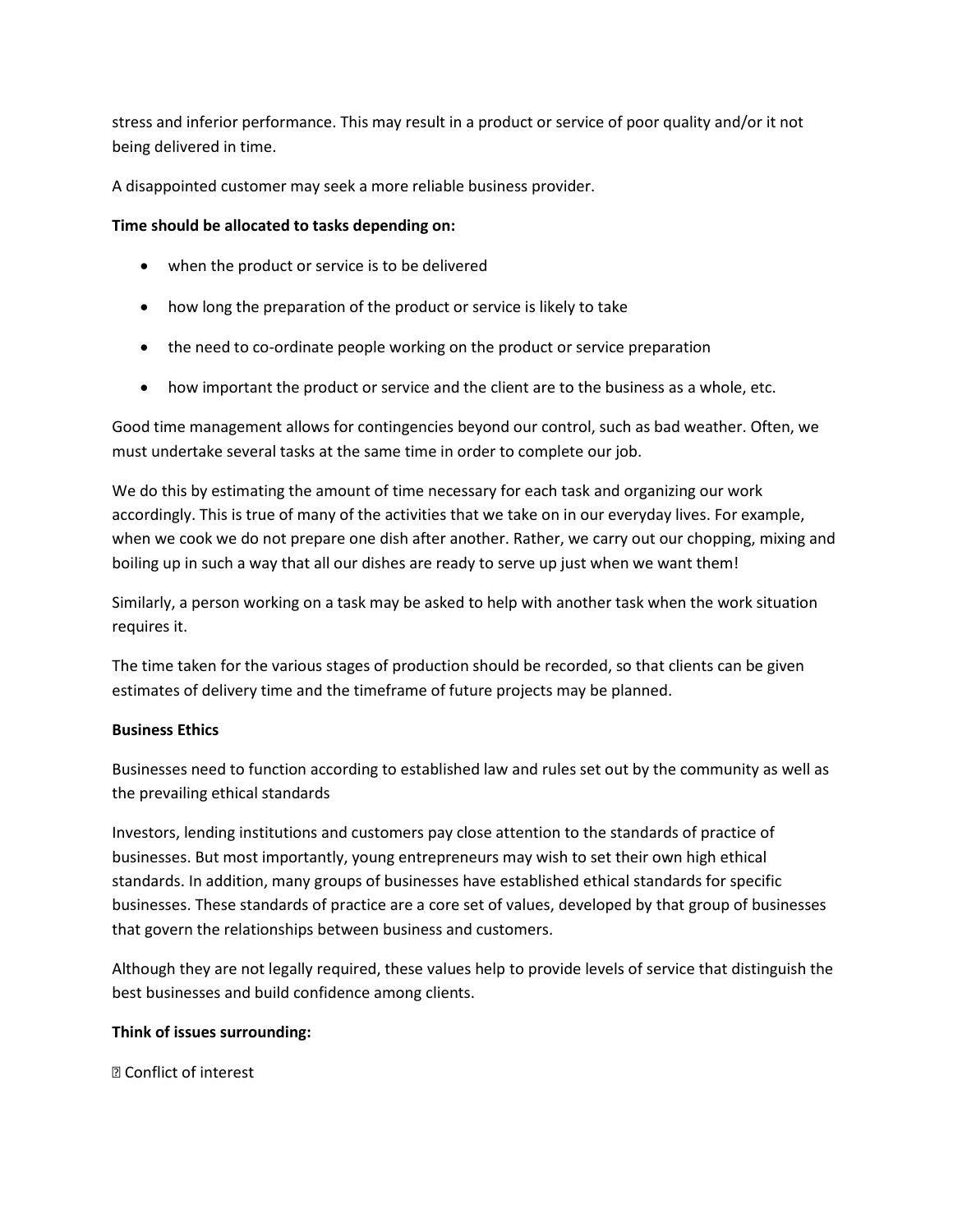stress and inferior performance. This may result in a product or service of poor quality and/or it not being delivered in time.

A disappointed customer may seek a more reliable business provider.

**Time should be allocated to tasks depending on:**

- when the product or service is to be delivered
- how long the preparation of the product or service is likely to take
- the need to co-ordinate people working on the product or service preparation
- how important the product or service and the client are to the business as a whole, etc.

Good time management allows for contingencies beyond our control, such as bad weather. Often, we must undertake several tasks at the same time in order to complete our job.

We do this by estimating the amount of time necessary for each task and organizing our work accordingly. This is true of many of the activities that we take on in our everyday lives. For example, when we cook we do not prepare one dish after another. Rather, we carry out our chopping, mixing and boiling up in such a way that all our dishes are ready to serve up just when we want them!

Similarly, a person working on a task may be asked to help with another task when the work situation requires it.

The time taken for the various stages of production should be recorded, so that clients can be given estimates of delivery time and the timeframe of future projects may be planned.

**Business Ethics**

Businesses need to function according to established law and rules set out by the community as well as the prevailing ethical standards

Investors, lending institutions and customers pay close attention to the standards of practice of businesses. But most importantly, young entrepreneurs may wish to set their own high ethical standards. In addition, many groups of businesses have established ethical standards for specific businesses. These standards of practice are a core set of values, developed by that group of businesses that govern the relationships between business and customers.

Although they are not legally required, these values help to provide levels of service that distinguish the best businesses and build confidence among clients.

**Think of issues surrounding:**

- Conflict of interest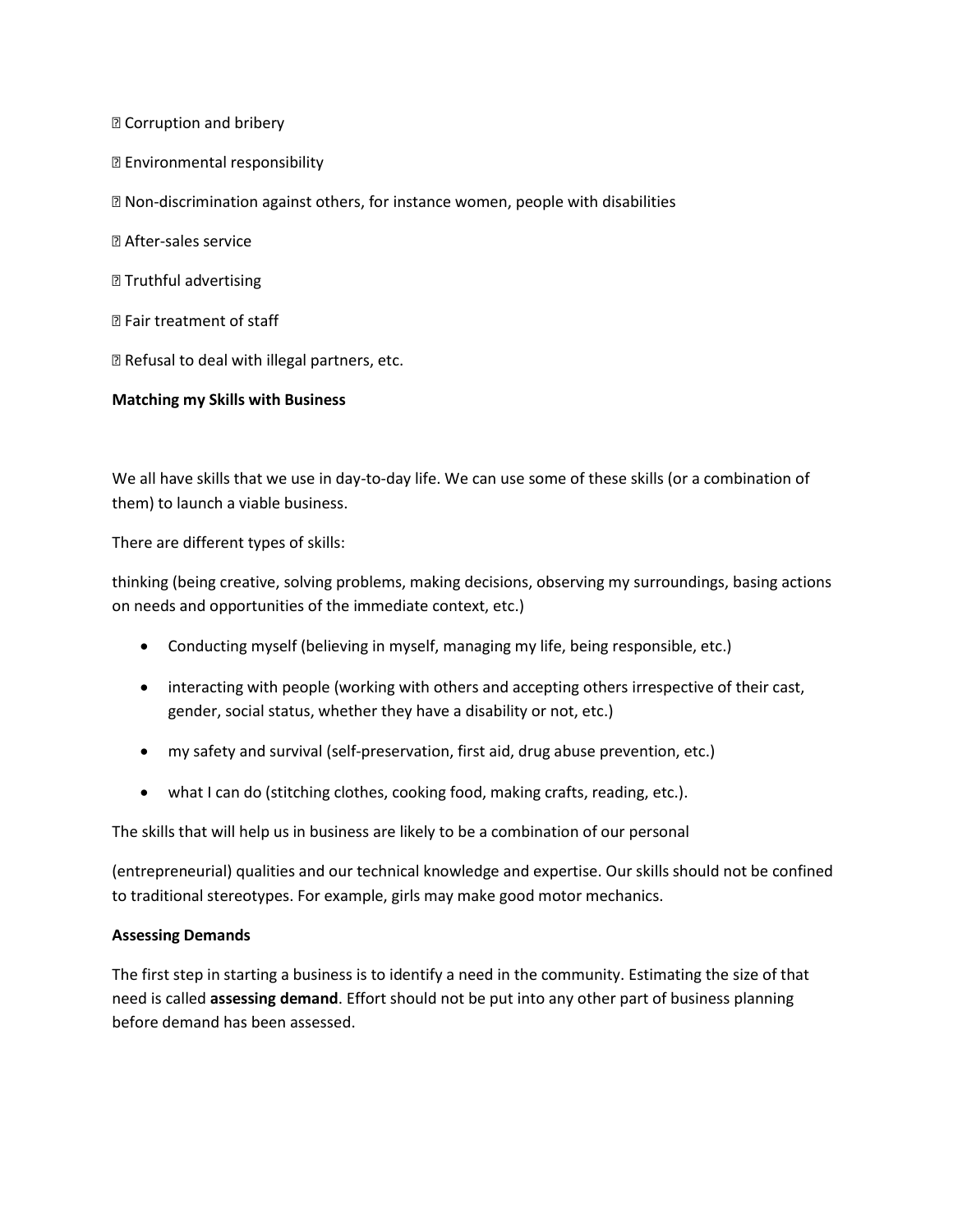- Corruption and bribery
- Environmental responsibility
- Non-discrimination against others, for instance women, people with disabilities
- After-sales service
- Truthful advertising
- Fair treatment of staff
- Refusal to deal with illegal partners, etc.

**Matching my Skills with Business**

We all have skills that we use in day-to-day life. We can use some of these skills (or a combination of them) to launch a viable business.

There are different types of skills:

thinking (being creative, solving problems, making decisions, observing my surroundings, basing actions on needs and opportunities of the immediate context, etc.)

- Conducting myself (believing in myself, managing my life, being responsible, etc.)
- interacting with people (working with others and accepting others irrespective of their cast, gender, social status, whether they have a disability or not, etc.)
- my safety and survival (self-preservation, first aid, drug abuse prevention, etc.)
- what I can do (stitching clothes, cooking food, making crafts, reading, etc.).

The skills that will help us in business are likely to be a combination of our personal

(entrepreneurial) qualities and our technical knowledge and expertise. Our skills should not be confined to traditional stereotypes. For example, girls may make good motor mechanics.

**Assessing Demands**

The first step in starting a business is to identify a need in the community. Estimating the size of that need is called **assessing demand**. Effort should not be put into any other part of business planning before demand has been assessed.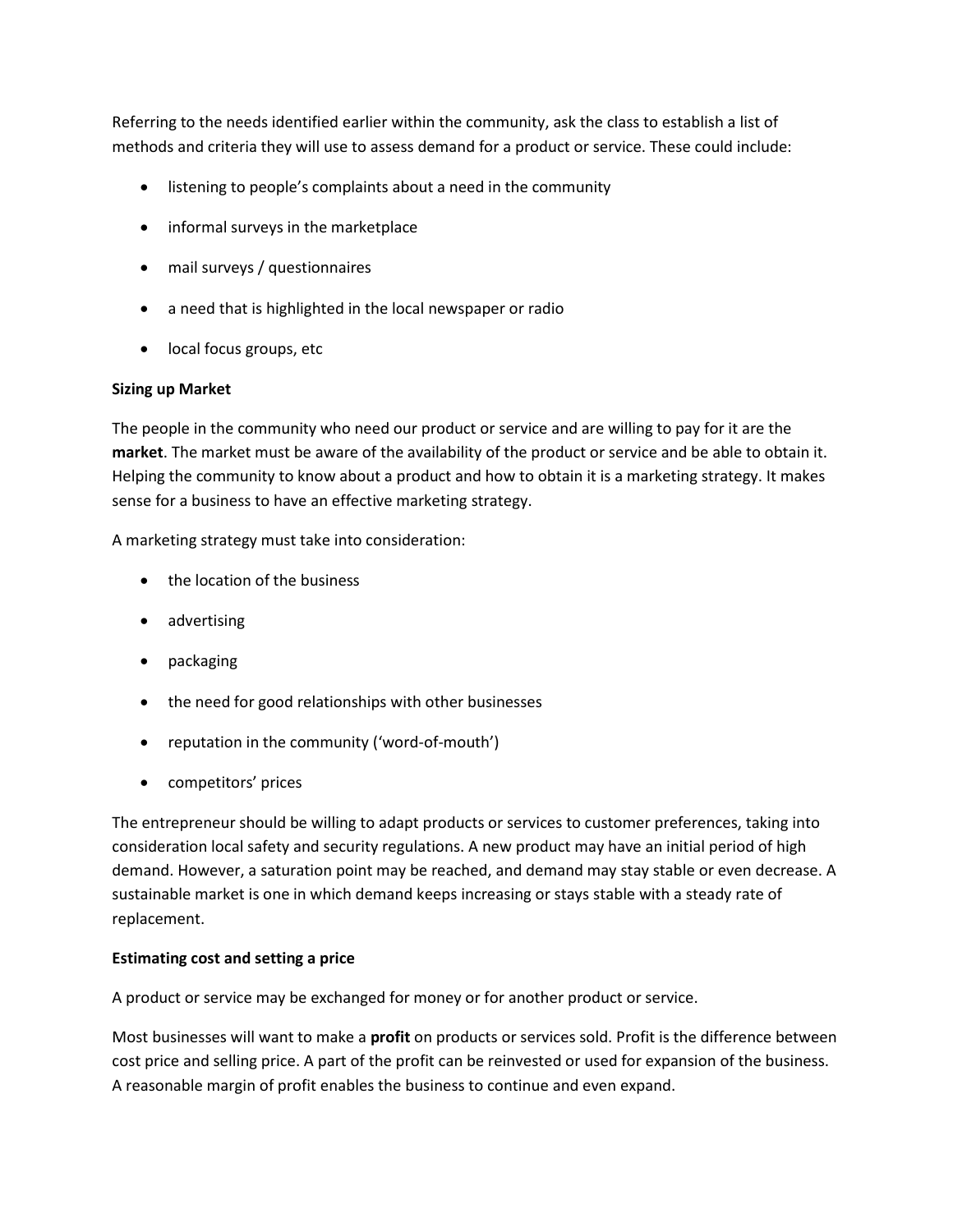Referring to the needs identified earlier within the community, ask the class to establish a list of methods and criteria they will use to assess demand for a product or service. These could include:

- listening to people's complaints about a need in the community
- informal surveys in the marketplace
- mail surveys / questionnaires
- a need that is highlighted in the local newspaper or radio
- local focus groups, etc

**Sizing up Market**

The people in the community who need our product or service and are willing to pay for it are the **market**. The market must be aware of the availability of the product or service and be able to obtain it. Helping the community to know about a product and how to obtain it is a marketing strategy. It makes sense for a business to have an effective marketing strategy.

A marketing strategy must take into consideration:

- the location of the business
- advertising
- packaging
- the need for good relationships with other businesses
- reputation in the community ('word-of-mouth')
- competitors' prices

The entrepreneur should be willing to adapt products or services to customer preferences, taking into consideration local safety and security regulations. A new product may have an initial period of high demand. However, a saturation point may be reached, and demand may stay stable or even decrease. A sustainable market is one in which demand keeps increasing or stays stable with a steady rate of replacement.

**Estimating cost and setting a price**

A product or service may be exchanged for money or for another product or service.

Most businesses will want to make a **profit** on products or services sold. Profit is the difference between cost price and selling price. A part of the profit can be reinvested or used for expansion of the business. A reasonable margin of profit enables the business to continue and even expand.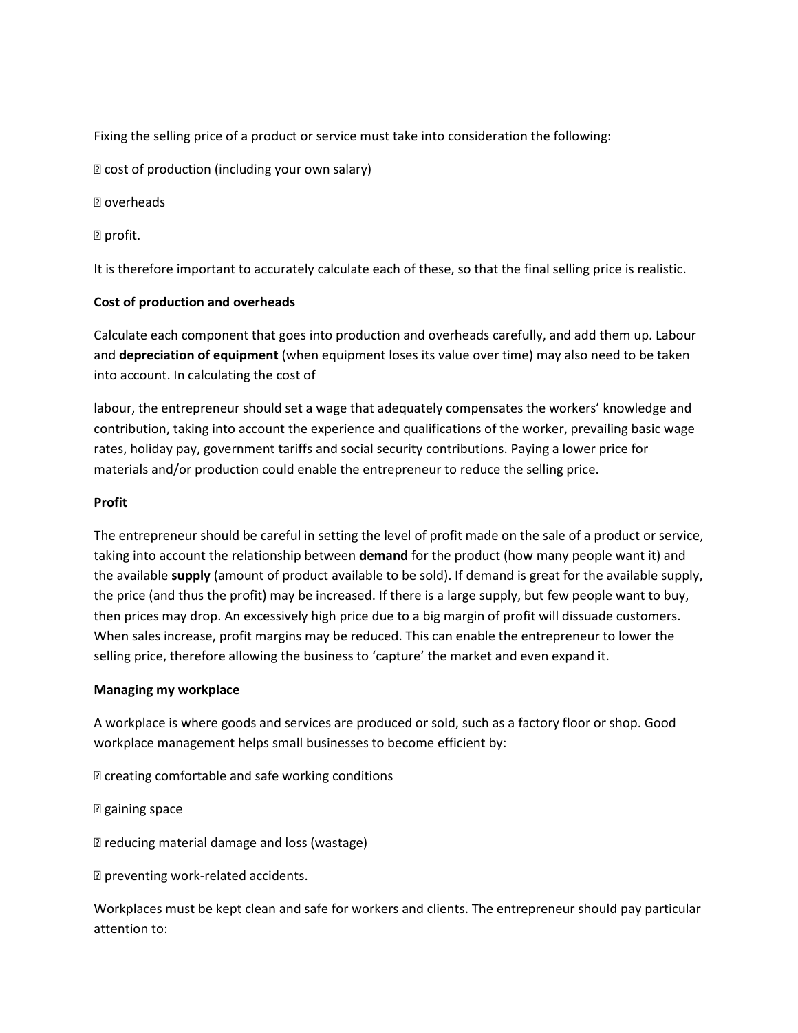Fixing the selling price of a product or service must take into consideration the following:

- cost of production (including your own salary)
- overheads
- profit.

It is therefore important to accurately calculate each of these, so that the final selling price is realistic.

**Cost of production and overheads**

Calculate each component that goes into production and overheads carefully, and add them up. Labour and **depreciation of equipment** (when equipment loses its value over time) may also need to be taken into account. In calculating the cost of labour, the entrepreneur should set a wage that adequately compensates the workers' knowledge and contribution, taking into account the experience and qualifications of the worker, prevailing basic wage rates, holiday pay, government tariffs and social security contributions. Paying a lower price for materials and/or production could enable the entrepreneur to reduce the selling price.

**Profit**

The entrepreneur should be careful in setting the level of profit made on the sale of a product or service, taking into account the relationship between **demand** for the product (how many people want it) and the available **supply** (amount of product available to be sold). If demand is great for the available supply, the price (and thus the profit) may be increased. If there is a large supply, but few people want to buy, then prices may drop. An excessively high price due to a big margin of profit will dissuade customers. When sales increase, profit margins may be reduced. This can enable the entrepreneur to lower the selling price, therefore allowing the business to 'capture' the market and even expand it.

**Managing my workplace**

A workplace is where goods and services are produced or sold, such as a factory floor or shop. Good workplace management helps small businesses to become efficient by:

- creating comfortable and safe working conditions
- gaining space
- reducing material damage and loss (wastage)
- preventing work-related accidents.

Workplaces must be kept clean and safe for workers and clients. The entrepreneur should pay particular attention to: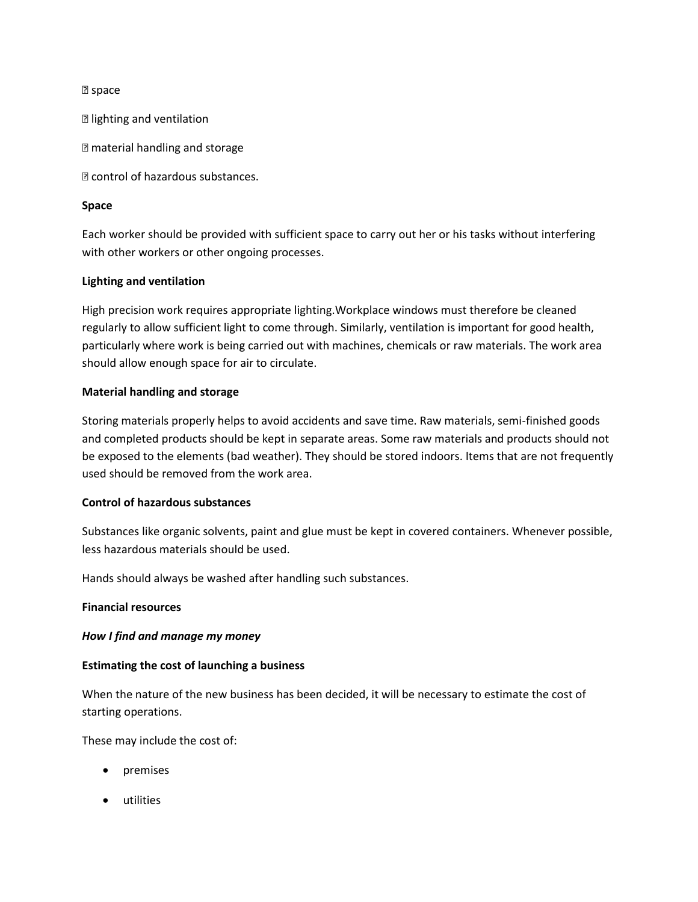- space
- lighting and ventilation
- material handling and storage
- control of hazardous substances.

**Space**

Each worker should be provided with sufficient space to carry out her or his tasks without interfering with other workers or other ongoing processes.

**Lighting and ventilation**

High precision work requires appropriate lighting.Workplace windows must therefore be cleaned regularly to allow sufficient light to come through. Similarly, ventilation is important for good health, particularly where work is being carried out with machines, chemicals or raw materials. The work area should allow enough space for air to circulate.

**Material handling and storage**

Storing materials properly helps to avoid accidents and save time. Raw materials, semi-finished goods and completed products should be kept in separate areas. Some raw materials and products should not be exposed to the elements (bad weather). They should be stored indoors. Items that are not frequently used should be removed from the work area.

**Control of hazardous substances**

Substances like organic solvents, paint and glue must be kept in covered containers. Whenever possible, less hazardous materials should be used.

Hands should always be washed after handling such substances.

**Financial resources**

***How I find and manage my money***

**Estimating the cost of launching a business**

When the nature of the new business has been decided, it will be necessary to estimate the cost of starting operations.

These may include the cost of:

- premises
- utilities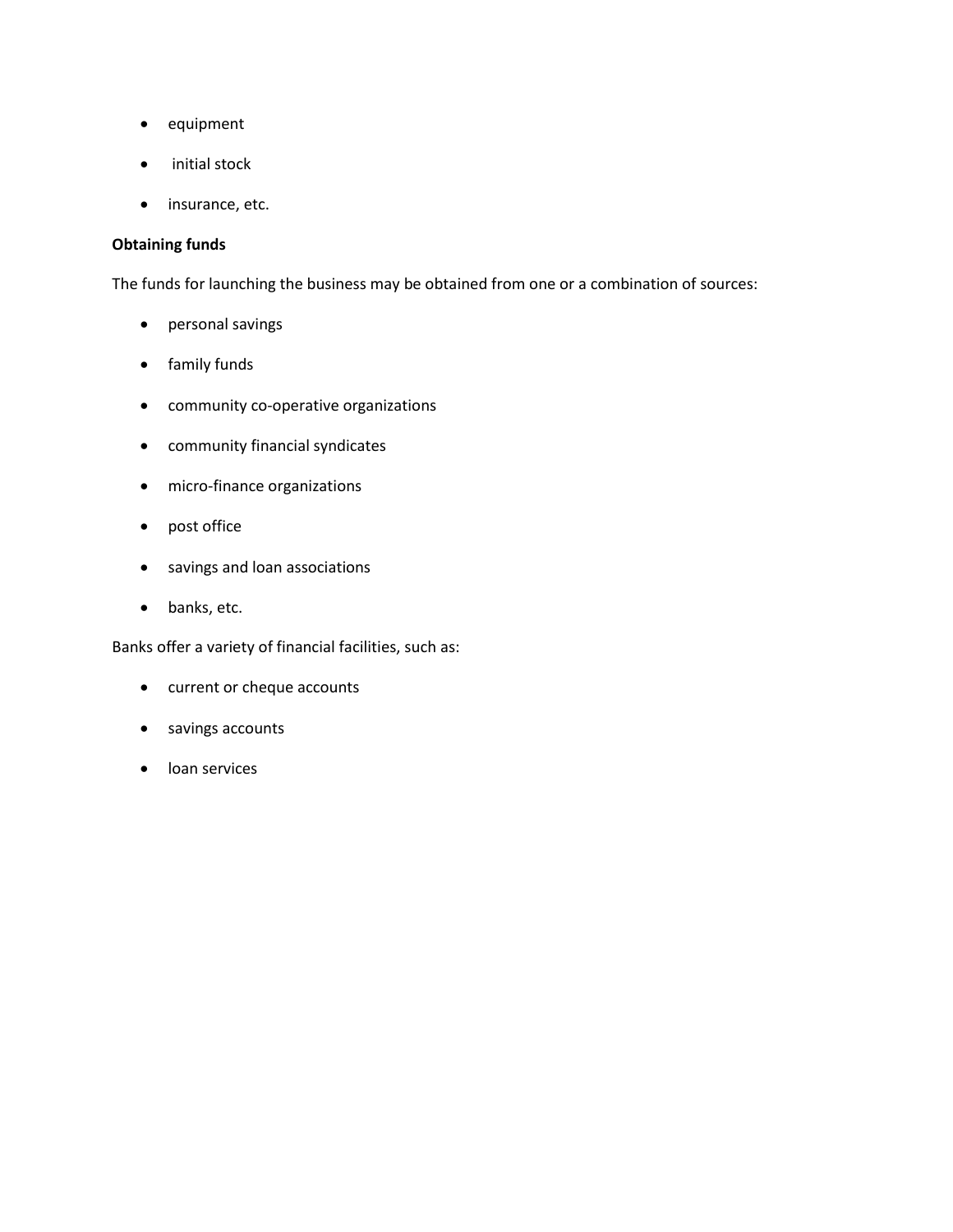- equipment
- initial stock
- insurance, etc.

**Obtaining funds**

The funds for launching the business may be obtained from one or a combination of sources:

- personal savings
- family funds
- community co-operative organizations
- community financial syndicates
- micro-finance organizations
- post office
- savings and loan associations
- banks, etc.

Banks offer a variety of financial facilities, such as:

- current or cheque accounts
- savings accounts
- loan services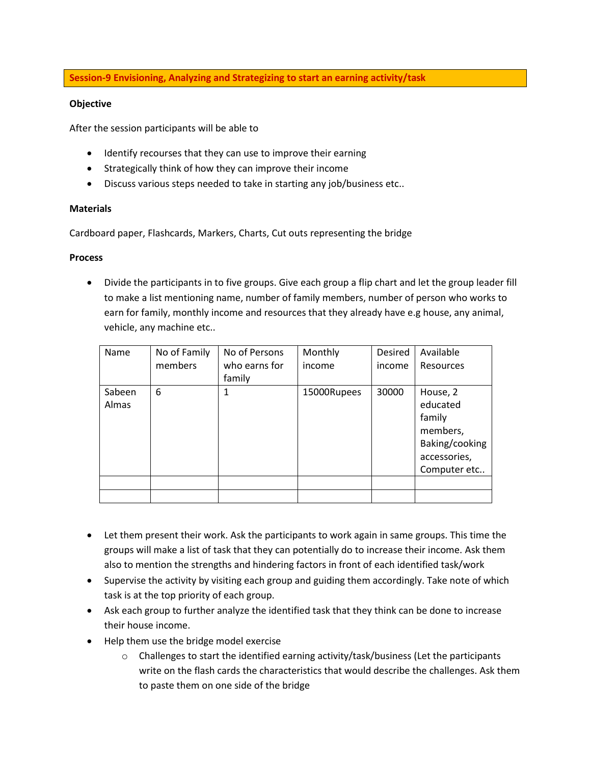## Session-9 Envisioning, Analyzing and Strategizing to start an earning activity/task

**Objective**

After the session participants will be able to

- Identify recourses that they can use to improve their earning
- Strategically think of how they can improve their income
- Discuss various steps needed to take in starting any job/business etc..

**Materials**

Cardboard paper, Flashcards, Markers, Charts, Cut outs representing the bridge

**Process**

- Divide the participants in to five groups. Give each group a flip chart and let the group leader fill to make a list mentioning name, number of family members, number of person who works to earn for family, monthly income and resources that they already have e.g house, any animal, vehicle, any machine etc..

| Name | No of Family members | No of Persons who earns for family | Monthly income | Desired income | Available Resources |
|---|---|---|---|---|---|
| Sabeen Almas | 6 | 1 | 15000Rupees | 30000 | House, 2 educated family members, Baking/cooking accessories, Computer etc.. |
| | | | | | |
| | | | | | |

- Let them present their work. Ask the participants to work again in same groups. This time the groups will make a list of task that they can potentially do to increase their income. Ask them also to mention the strengths and hindering factors in front of each identified task/work
- Supervise the activity by visiting each group and guiding them accordingly. Take note of which task is at the top priority of each group.
- Ask each group to further analyze the identified task that they think can be done to increase their house income.
- Help them use the bridge model exercise
  - Challenges to start the identified earning activity/task/business (Let the participants write on the flash cards the characteristics that would describe the challenges. Ask them to paste them on one side of the bridge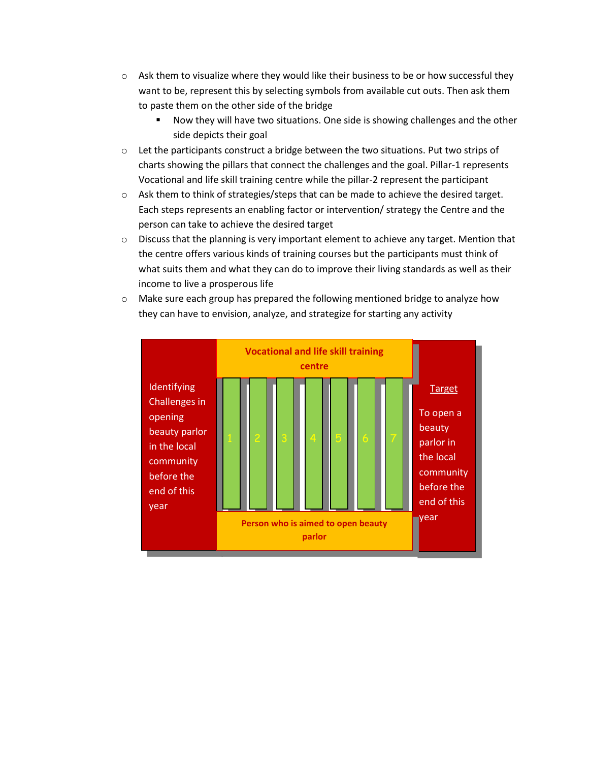- Ask them to visualize where they would like their business to be or how successful they want to be, represent this by selecting symbols from available cut outs. Then ask them to paste them on the other side of the bridge
  - Now they will have two situations. One side is showing challenges and the other side depicts their goal
- Let the participants construct a bridge between the two situations. Put two strips of charts showing the pillars that connect the challenges and the goal. Pillar-1 represents Vocational and life skill training centre while the pillar-2 represent the participant
- Ask them to think of strategies/steps that can be made to achieve the desired target. Each steps represents an enabling factor or intervention/ strategy the Centre and the person can take to achieve the desired target
- Discuss that the planning is very important element to achieve any target. Mention that the centre offers various kinds of training courses but the participants must think of what suits them and what they can do to improve their living standards as well as their income to live a prosperous life
- Make sure each group has prepared the following mentioned bridge to analyze how they can have to envision, analyze, and strategize for starting any activity

Identifying Challenges in opening beauty parlor in the local community before the end of this year

**Vocational and life skill training centre**

1 2 3 4 5 6 7

**Person who is aimed to open beauty parlor**

Target

To open a beauty parlor in the local community before the end of this year